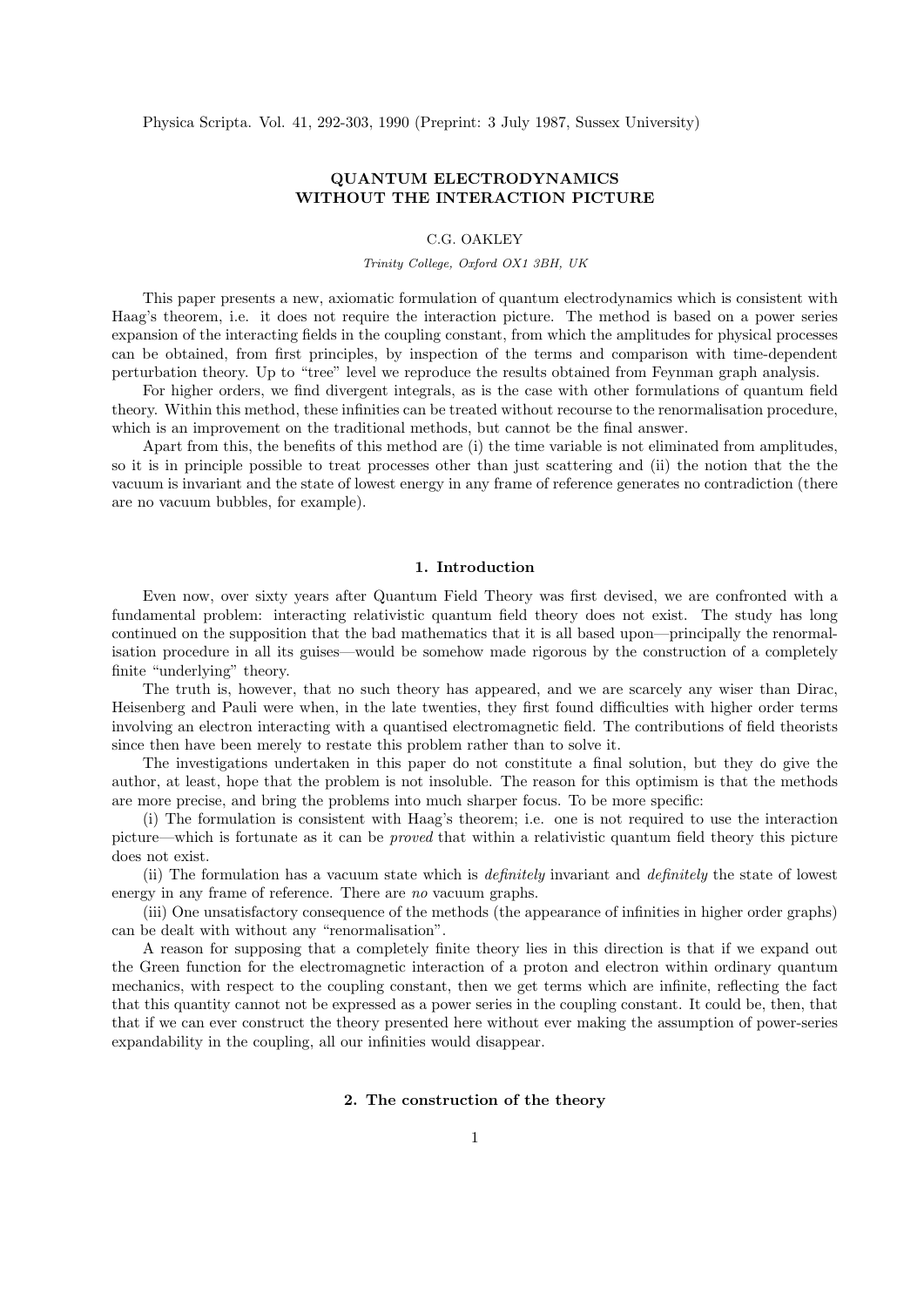Physica Scripta. Vol. 41, 292-303, 1990 (Preprint: 3 July 1987, Sussex University)

# QUANTUM ELECTRODYNAMICS WITHOUT THE INTERACTION PICTURE

C.G. OAKLEY

*Trinity College, Oxford OX1 3BH, UK*

This paper presents a new, axiomatic formulation of quantum electrodynamics which is consistent with Haag's theorem, i.e. it does not require the interaction picture. The method is based on a power series expansion of the interacting fields in the coupling constant, from which the amplitudes for physical processes can be obtained, from first principles, by inspection of the terms and comparison with time-dependent perturbation theory. Up to "tree" level we reproduce the results obtained from Feynman graph analysis.

For higher orders, we find divergent integrals, as is the case with other formulations of quantum field theory. Within this method, these infinities can be treated without recourse to the renormalisation procedure, which is an improvement on the traditional methods, but cannot be the final answer.

Apart from this, the benefits of this method are (i) the time variable is not eliminated from amplitudes, so it is in principle possible to treat processes other than just scattering and (ii) the notion that the the vacuum is invariant and the state of lowest energy in any frame of reference generates no contradiction (there are no vacuum bubbles, for example).

## 1. Introduction

Even now, over sixty years after Quantum Field Theory was first devised, we are confronted with a fundamental problem: interacting relativistic quantum field theory does not exist. The study has long continued on the supposition that the bad mathematics that it is all based upon—principally the renormalisation procedure in all its guises—would be somehow made rigorous by the construction of a completely finite "underlying" theory.

The truth is, however, that no such theory has appeared, and we are scarcely any wiser than Dirac, Heisenberg and Pauli were when, in the late twenties, they first found difficulties with higher order terms involving an electron interacting with a quantised electromagnetic field. The contributions of field theorists since then have been merely to restate this problem rather than to solve it.

The investigations undertaken in this paper do not constitute a final solution, but they do give the author, at least, hope that the problem is not insoluble. The reason for this optimism is that the methods are more precise, and bring the problems into much sharper focus. To be more specific:

(i) The formulation is consistent with Haag's theorem; i.e. one is not required to use the interaction picture—which is fortunate as it can be *proved* that within a relativistic quantum field theory this picture does not exist.

(ii) The formulation has a vacuum state which is *definitely* invariant and *definitely* the state of lowest energy in any frame of reference. There are *no* vacuum graphs.

(iii) One unsatisfactory consequence of the methods (the appearance of infinities in higher order graphs) can be dealt with without any "renormalisation".

A reason for supposing that a completely finite theory lies in this direction is that if we expand out the Green function for the electromagnetic interaction of a proton and electron within ordinary quantum mechanics, with respect to the coupling constant, then we get terms which are infinite, reflecting the fact that this quantity cannot not be expressed as a power series in the coupling constant. It could be, then, that that if we can ever construct the theory presented here without ever making the assumption of power-series expandability in the coupling, all our infinities would disappear.

## 2. The construction of the theory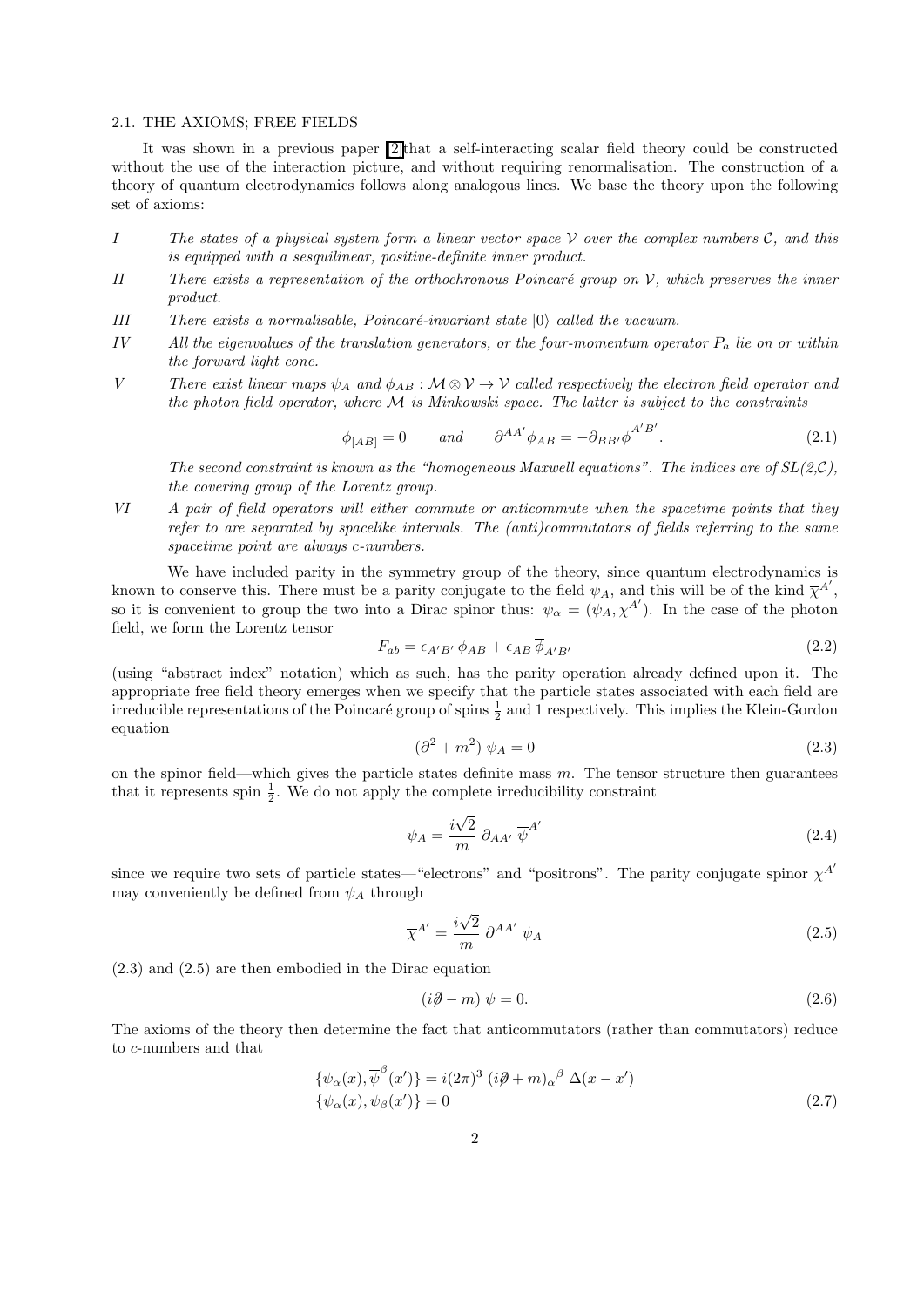### 2.1. THE AXIOMS; FREE FIELDS

It was shown in a previous paper [2] that a self-interacting scalar field theory could be constructed without the use of the interaction picture, and without requiring renormalisation. The construction of a theory of quantum electrodynamics follows along analogous lines. We base the theory upon the following set of axioms:

I *The states of a physical system form a linear vector space $\mathcal{V}$ over the complex numbers $\mathcal{C}$, and this is equipped with a sesquilinear, positive-definite inner product.*

II *There exists a representation of the orthochronous Poincaré group on $\mathcal{V}$, which preserves the inner product.*

III *There exists a normalisable, Poincaré-invariant state $|0\rangle$ called the vacuum.*

IV *All the eigenvalues of the translation generators, or the four-momentum operator $P_a$ lie on or within the forward light cone.*

V *There exist linear maps $\psi_A$ and $\phi_{AB} : \mathcal{M} \otimes \mathcal{V} \to \mathcal{V}$ called respectively the electron field operator and the photon field operator, where $\mathcal{M}$ is Minkowski space. The latter is subject to the constraints*

$$\phi_{[AB]} = 0 \qquad \textit{and} \qquad \partial^{AA'} \phi_{AB} = -\partial_{BB'} \overline{\phi}^{A'B'}. \tag{2.1}$$

*The second constraint is known as the "homogeneous Maxwell equations". The indices are of SL(2,$\mathcal{C}$), the covering group of the Lorentz group.*

VI *A pair of field operators will either commute or anticommute when the spacetime points that they refer to are separated by spacelike intervals. The (anti)commutators of fields referring to the same spacetime point are always c-numbers.*

We have included parity in the symmetry group of the theory, since quantum electrodynamics is known to conserve this. There must be a parity conjugate to the field $\psi_A$, and this will be of the kind $\overline{\chi}^{A'}$, so it is convenient to group the two into a Dirac spinor thus: $\psi_\alpha = (\psi_A, \overline{\chi}^{A'})$. In the case of the photon field, we form the Lorentz tensor

$$F_{ab} = \epsilon_{A'B'}\, \phi_{AB} + \epsilon_{AB}\, \overline{\phi}_{A'B'} \tag{2.2}$$

(using "abstract index" notation) which as such, has the parity operation already defined upon it. The appropriate free field theory emerges when we specify that the particle states associated with each field are irreducible representations of the Poincaré group of spins $\frac{1}{2}$ and 1 respectively. This implies the Klein-Gordon equation

$$(\partial^2 + m^2)\, \psi_A = 0 \tag{2.3}$$

on the spinor field—which gives the particle states definite mass $m$. The tensor structure then guarantees that it represents spin $\frac{1}{2}$. We do not apply the complete irreducibility constraint

$$\psi_A = \frac{i\sqrt{2}}{m}\, \partial_{AA'}\, \overline{\psi}^{A'} \tag{2.4}$$

since we require two sets of particle states—"electrons" and "positrons". The parity conjugate spinor $\overline{\chi}^{A'}$ may conveniently be defined from $\psi_A$ through

$$\overline{\chi}^{A'} = \frac{i\sqrt{2}}{m}\, \partial^{AA'}\, \psi_A \tag{2.5}$$

(2.3) and (2.5) are then embodied in the Dirac equation

$$(i\partial\!\!\!/ - m)\, \psi = 0. \tag{2.6}$$

The axioms of the theory then determine the fact that anticommutators (rather than commutators) reduce to $c$-numbers and that

$$\begin{aligned} \{\psi_\alpha(x), \overline{\psi}^\beta(x')\} &= i(2\pi)^3\, (i\partial\!\!\!/ + m)_\alpha{}^\beta\, \Delta(x - x') \\ \{\psi_\alpha(x), \psi_\beta(x')\} &= 0 \end{aligned} \tag{2.7}$$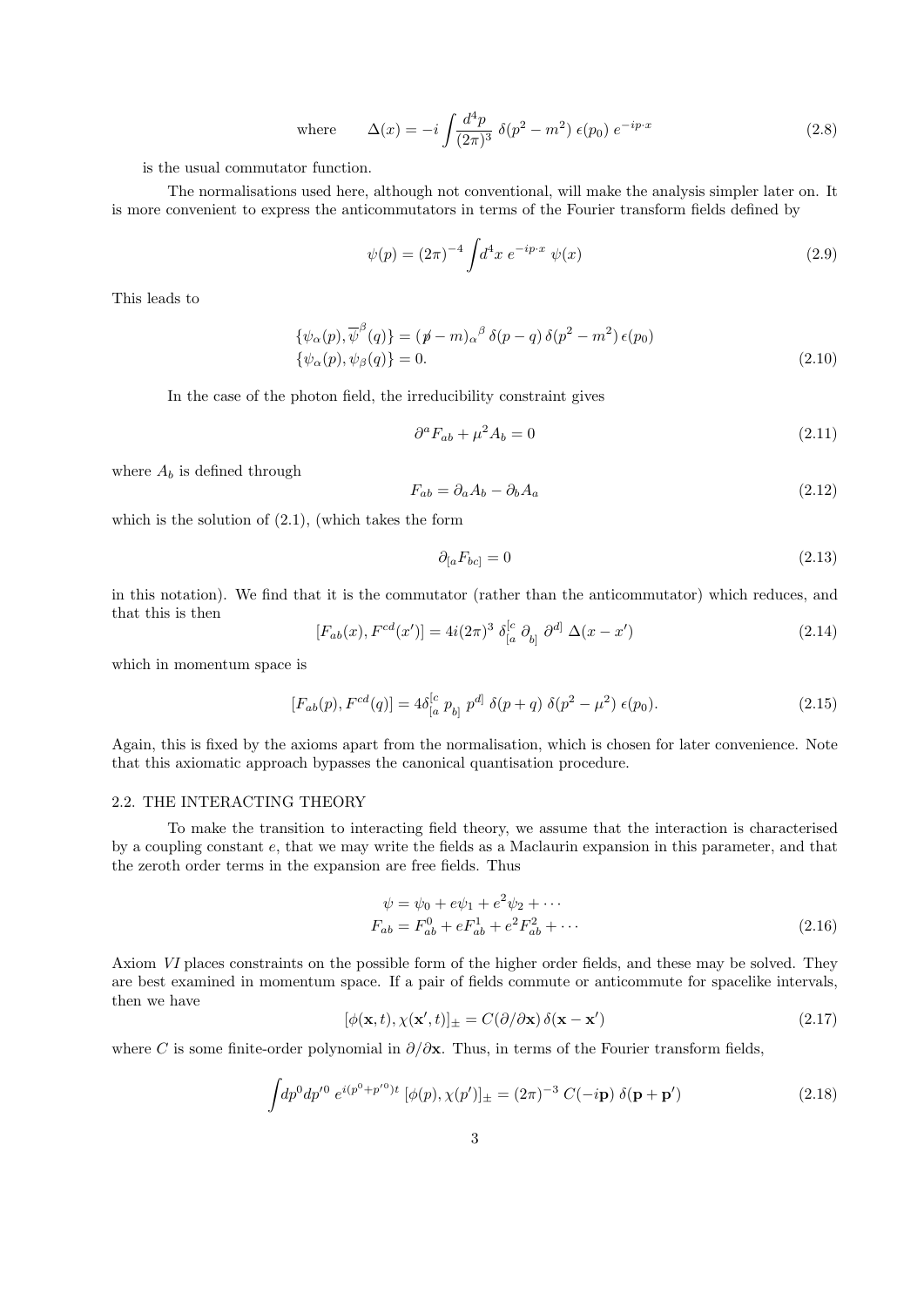$$\text{where} \qquad \Delta(x) = -i \int \frac{d^4p}{(2\pi)^3}\, \delta(p^2 - m^2)\, \epsilon(p_0)\, e^{-ip\cdot x} \tag{2.8}$$

is the usual commutator function.

The normalisations used here, although not conventional, will make the analysis simpler later on. It is more convenient to express the anticommutators in terms of the Fourier transform fields defined by

$$\psi(p) = (2\pi)^{-4} \int d^4x\, e^{-ip\cdot x}\, \psi(x) \tag{2.9}$$

This leads to

$$\begin{aligned} \{\psi_\alpha(p), \overline{\psi}^\beta(q)\} &= (\not p - m)_\alpha{}^\beta\, \delta(p - q)\, \delta(p^2 - m^2)\, \epsilon(p_0) \\ \{\psi_\alpha(p), \psi_\beta(q)\} &= 0. \end{aligned} \tag{2.10}$$

In the case of the photon field, the irreducibility constraint gives

$$\partial^a F_{ab} + \mu^2 A_b = 0 \tag{2.11}$$

where $A_b$ is defined through

$$F_{ab} = \partial_a A_b - \partial_b A_a \tag{2.12}$$

which is the solution of (2.1), (which takes the form

$$\partial_{[a} F_{bc]} = 0 \tag{2.13}$$

in this notation). We find that it is the commutator (rather than the anticommutator) which reduces, and that this is then

$$[F_{ab}(x), F^{cd}(x')] = 4i(2\pi)^3\, \delta^{[c}_{[a}\, \partial_{b]}\, \partial^{d]}\, \Delta(x - x') \tag{2.14}$$

which in momentum space is

$$[F_{ab}(p), F^{cd}(q)] = 4\delta^{[c}_{[a}\, p_{b]}\, p^{d]}\, \delta(p + q)\, \delta(p^2 - \mu^2)\, \epsilon(p_0). \tag{2.15}$$

Again, this is fixed by the axioms apart from the normalisation, which is chosen for later convenience. Note that this axiomatic approach bypasses the canonical quantisation procedure.

### 2.2. THE INTERACTING THEORY

To make the transition to interacting field theory, we assume that the interaction is characterised by a coupling constant $e$, that we may write the fields as a Maclaurin expansion in this parameter, and that the zeroth order terms in the expansion are free fields. Thus

$$\begin{aligned} \psi &= \psi_0 + e\psi_1 + e^2\psi_2 + \cdots \\ F_{ab} &= F^0_{ab} + eF^1_{ab} + e^2 F^2_{ab} + \cdots \end{aligned} \tag{2.16}$$

Axiom *VI* places constraints on the possible form of the higher order fields, and these may be solved. They are best examined in momentum space. If a pair of fields commute or anticommute for spacelike intervals, then we have

$$[\phi(\mathbf{x}, t), \chi(\mathbf{x}', t)]_\pm = C(\partial/\partial\mathbf{x})\, \delta(\mathbf{x} - \mathbf{x}') \tag{2.17}$$

where $C$ is some finite-order polynomial in $\partial/\partial\mathbf{x}$. Thus, in terms of the Fourier transform fields,

$$\int dp^0 dp'^0\, e^{i(p^0 + p'^0)t}\, [\phi(p), \chi(p')]_\pm = (2\pi)^{-3}\, C(-i\mathbf{p})\, \delta(\mathbf{p} + \mathbf{p}') \tag{2.18}$$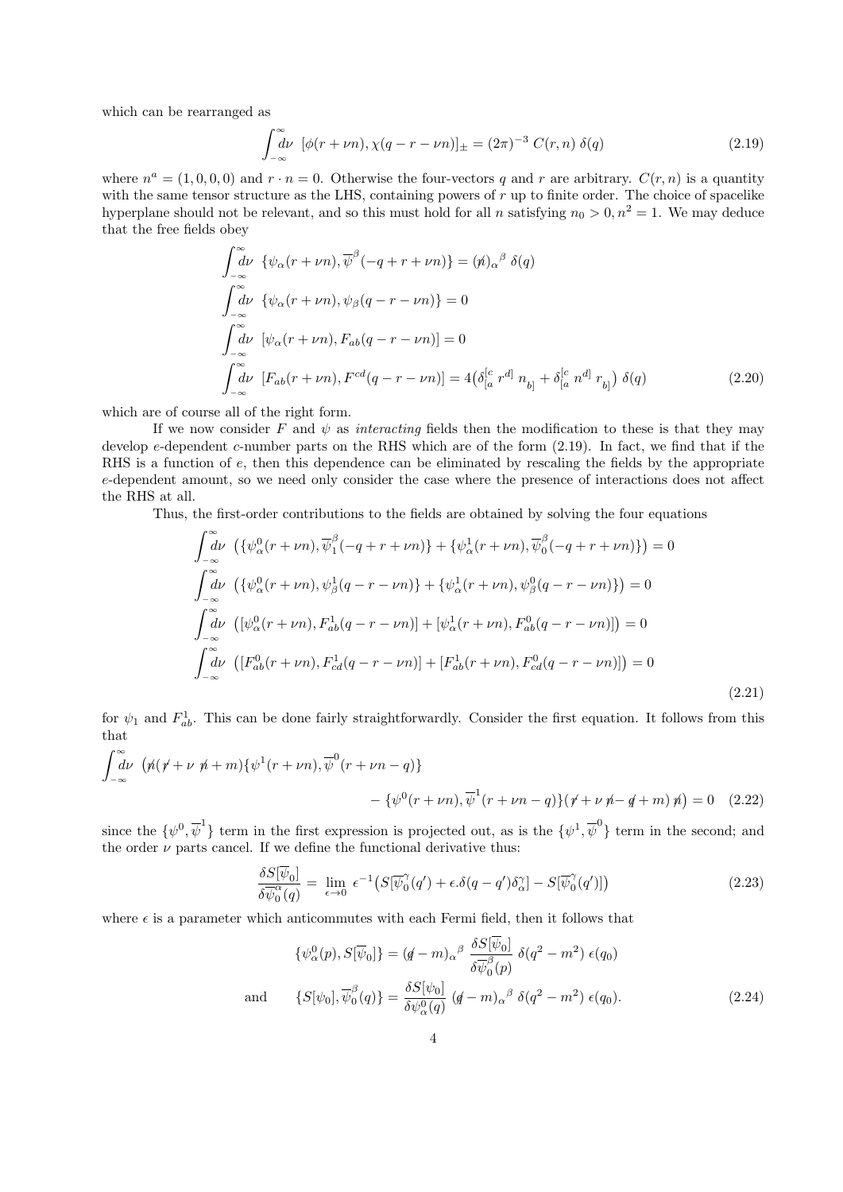which can be rearranged as

$$\int_{-\infty}^{\infty} d\nu \ \ [\phi(r+\nu n), \chi(q-r-\nu n)]_{\pm} = (2\pi)^{-3} \ C(r,n) \ \delta(q) \tag{2.19}$$

where $n^a = (1,0,0,0)$ and $r \cdot n = 0$. Otherwise the four-vectors $q$ and $r$ are arbitrary. $C(r,n)$ is a quantity with the same tensor structure as the LHS, containing powers of $r$ up to finite order. The choice of spacelike hyperplane should not be relevant, and so this must hold for all $n$ satisfying $n_0 > 0, n^2 = 1$. We may deduce that the free fields obey

$$\begin{aligned}
&\int_{-\infty}^{\infty} d\nu \ \ \{\psi_\alpha(r+\nu n), \overline{\psi}^\beta(-q+r+\nu n)\} = (\not{n})_\alpha{}^\beta \ \delta(q) \\
&\int_{-\infty}^{\infty} d\nu \ \ \{\psi_\alpha(r+\nu n), \psi_\beta(q-r-\nu n)\} = 0 \\
&\int_{-\infty}^{\infty} d\nu \ \ [\psi_\alpha(r+\nu n), F_{ab}(q-r-\nu n)] = 0 \\
&\int_{-\infty}^{\infty} d\nu \ \ [F_{ab}(r+\nu n), F^{cd}(q-r-\nu n)] = 4\big(\delta_{[a}^{[c} \ r^{d]} \ n_{b]} + \delta_{[a}^{[c} \ n^{d]} \ r_{b]}\big) \ \delta(q)
\end{aligned} \tag{2.20}$$

which are of course all of the right form.

If we now consider $F$ and $\psi$ as *interacting* fields then the modification to these is that they may develop $e$-dependent $c$-number parts on the RHS which are of the form (2.19). In fact, we find that if the RHS is a function of $e$, then this dependence can be eliminated by rescaling the fields by the appropriate $e$-dependent amount, so we need only consider the case where the presence of interactions does not affect the RHS at all.

Thus, the first-order contributions to the fields are obtained by solving the four equations

$$\begin{aligned}
&\int_{-\infty}^{\infty} d\nu \ \ \big(\{\psi_\alpha^0(r+\nu n), \overline{\psi}_1^\beta(-q+r+\nu n)\} + \{\psi_\alpha^1(r+\nu n), \overline{\psi}_0^\beta(-q+r+\nu n)\}\big) = 0 \\
&\int_{-\infty}^{\infty} d\nu \ \ \big(\{\psi_\alpha^0(r+\nu n), \psi_\beta^1(q-r-\nu n)\} + \{\psi_\alpha^1(r+\nu n), \psi_\beta^0(q-r-\nu n)\}\big) = 0 \\
&\int_{-\infty}^{\infty} d\nu \ \ \big([\psi_\alpha^0(r+\nu n), F_{ab}^1(q-r-\nu n)] + [\psi_\alpha^1(r+\nu n), F_{ab}^0(q-r-\nu n)]\big) = 0 \\
&\int_{-\infty}^{\infty} d\nu \ \ \big([F_{ab}^0(r+\nu n), F_{cd}^1(q-r-\nu n)] + [F_{ab}^1(r+\nu n), F_{cd}^0(q-r-\nu n)]\big) = 0
\end{aligned} \tag{2.21}$$

for $\psi_1$ and $F_{ab}^1$. This can be done fairly straightforwardly. Consider the first equation. It follows from this that

$$\begin{aligned}
\int_{-\infty}^{\infty} d\nu \ \ \big(\not{n}(\not{r} + \nu \ \not{n} + m)\{\psi^1(r+\nu n), \overline{\psi}^0(r+\nu n-q)\} \\
- \{\psi^0(r+\nu n), \overline{\psi}^1(r+\nu n-q)\}(\not{r} + \nu \not{n} - \not{q} + m) \not{n}\big) = 0
\end{aligned} \tag{2.22}$$

since the $\{\psi^0, \overline{\psi}^1\}$ term in the first expression is projected out, as is the $\{\psi^1, \overline{\psi}^0\}$ term in the second; and the order $\nu$ parts cancel. If we define the functional derivative thus:

$$\frac{\delta S[\overline{\psi}_0]}{\delta \overline{\psi}_0^\alpha(q)} = \lim_{\epsilon \to 0} \ \epsilon^{-1}\big(S[\overline{\psi}_0^\gamma(q') + \epsilon . \delta(q-q')\delta_\alpha^\gamma] - S[\overline{\psi}_0^\gamma(q')]\big) \tag{2.23}$$

where $\epsilon$ is a parameter which anticommutes with each Fermi field, then it follows that

$$\begin{aligned}
&\{\psi_\alpha^0(p), S[\overline{\psi}_0]\} = (\not{q} - m)_\alpha{}^\beta \ \frac{\delta S[\overline{\psi}_0]}{\delta \overline{\psi}_0^\beta(p)} \ \delta(q^2 - m^2) \ \epsilon(q_0) \\
\text{and} \qquad &\{S[\psi_0], \overline{\psi}_0^\beta(q)\} = \frac{\delta S[\psi_0]}{\delta \psi_\alpha^0(q)} \ (\not{q} - m)_\alpha{}^\beta \ \delta(q^2 - m^2) \ \epsilon(q_0).
\end{aligned} \tag{2.24}$$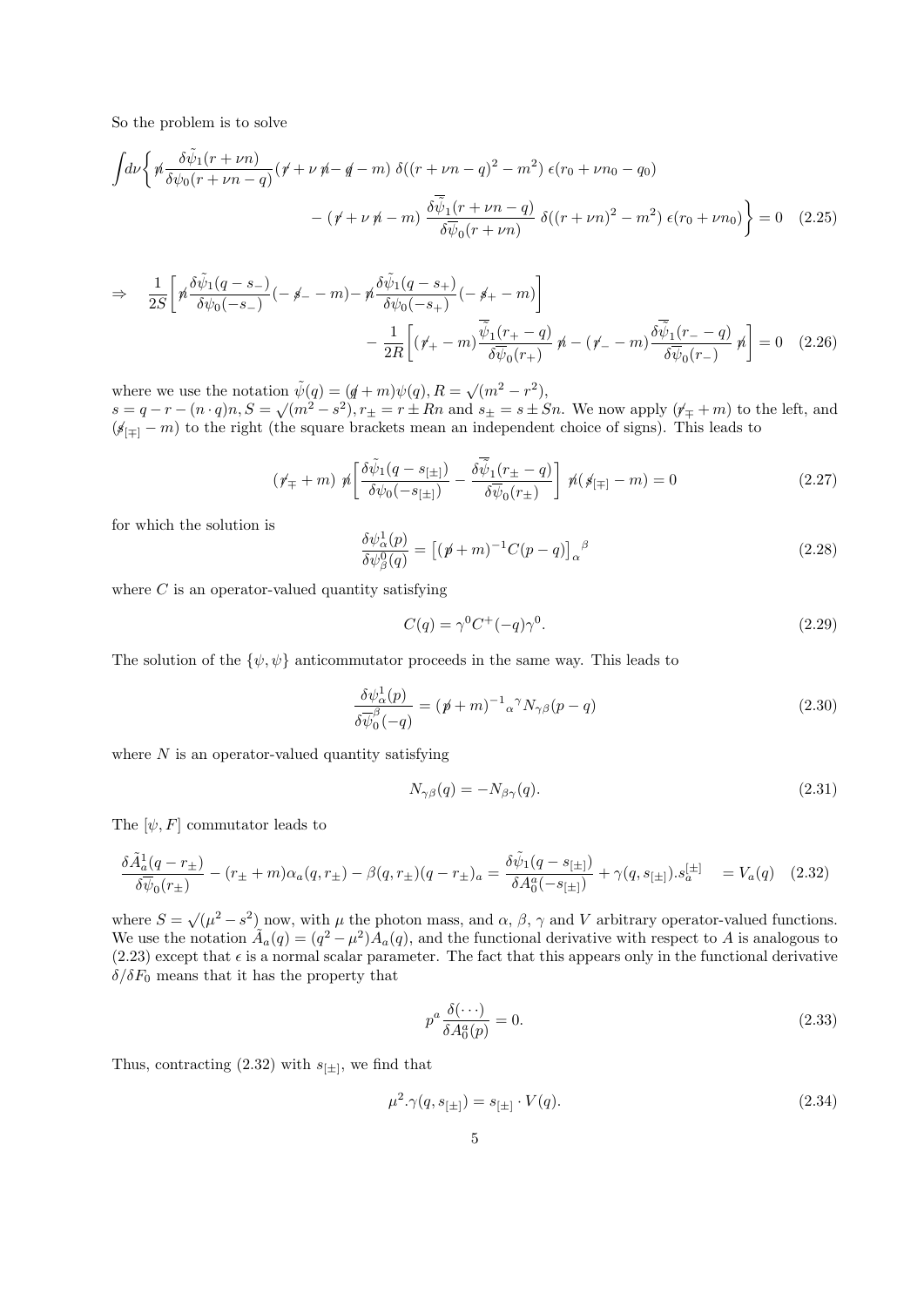So the problem is to solve

$$\int d\nu \Bigg\{ \not{n} \frac{\delta\tilde{\psi}_1(r+\nu n)}{\delta\psi_0(r+\nu n - q)} (\not{r} + \nu\,\not{n} - \not{q} - m)\; \delta((r+\nu n - q)^2 - m^2)\; \epsilon(r_0 + \nu n_0 - q_0)$$
$$- (\not{r} + \nu\,\not{n} - m)\; \frac{\delta\overline{\tilde{\psi}}_1(r+\nu n - q)}{\delta\overline{\psi}_0(r+\nu n)}\; \delta((r+\nu n)^2 - m^2)\; \epsilon(r_0 + \nu n_0) \Bigg\} = 0 \quad (2.25)$$

$$\Rightarrow \quad \frac{1}{2S}\left[ \not{n} \frac{\delta\tilde{\psi}_1(q - s_-)}{\delta\psi_0(-s_-)}(-\not{s}_- - m) - \not{n} \frac{\delta\tilde{\psi}_1(q - s_+)}{\delta\psi_0(-s_+)}(-\not{s}_+ - m)\right]$$
$$- \frac{1}{2R}\left[ (\not{r}_+ - m)\frac{\overline{\tilde{\psi}}_1(r_+ - q)}{\delta\overline{\psi}_0(r_+)}\,\not{n} - (\not{r}_- - m)\frac{\delta\overline{\tilde{\psi}}_1(r_- - q)}{\delta\overline{\psi}_0(r_-)}\,\not{n}\right] = 0 \quad (2.26)$$

where we use the notation $\tilde{\psi}(q) = (\not{q} + m)\psi(q), R = \sqrt{(m^2 - r^2)}$,
$s = q - r - (n\cdot q)n, S = \sqrt{(m^2 - s^2)}, r_\pm = r \pm Rn$ and $s_\pm = s \pm Sn$. We now apply $(\not{r}_\mp + m)$ to the left, and $(\not{s}_{[\mp]} - m)$ to the right (the square brackets mean an independent choice of signs). This leads to

$$(\not{r}_\mp + m)\;\not{n}\left[ \frac{\delta\tilde{\psi}_1(q - s_{[\pm]})}{\delta\psi_0(-s_{[\pm]})} - \frac{\delta\overline{\tilde{\psi}}_1(r_\pm - q)}{\delta\overline{\psi}_0(r_\pm)}\right]\;\not{n}(\not{s}_{[\mp]} - m) = 0 \quad (2.27)$$

for which the solution is

$$\frac{\delta\psi^1_\alpha(p)}{\delta\psi^0_\beta(q)} = \left[(\not{p} + m)^{-1}C(p - q)\right]_\alpha{}^\beta \quad (2.28)$$

where $C$ is an operator-valued quantity satisfying

$$C(q) = \gamma^0 C^+(-q)\gamma^0. \quad (2.29)$$

The solution of the $\{\psi, \psi\}$ anticommutator proceeds in the same way. This leads to

$$\frac{\delta\psi^1_\alpha(p)}{\delta\overline{\psi}^\beta_0(-q)} = (\not{p} + m)^{-1}{}_\alpha{}^\gamma N_{\gamma\beta}(p - q) \quad (2.30)$$

where $N$ is an operator-valued quantity satisfying

$$N_{\gamma\beta}(q) = -N_{\beta\gamma}(q). \quad (2.31)$$

The $[\psi, F]$ commutator leads to

$$\frac{\delta\tilde{A}^1_a(q - r_\pm)}{\delta\overline{\psi}_0(r_\pm)} - (r_\pm + m)\alpha_a(q, r_\pm) - \beta(q, r_\pm)(q - r_\pm)_a = \frac{\delta\tilde{\psi}_1(q - s_{[\pm]})}{\delta A^a_0(-s_{[\pm]})} + \gamma(q, s_{[\pm]}).s^{[\pm]}_a \quad = V_a(q) \quad (2.32)$$

where $S = \sqrt{(\mu^2 - s^2)}$ now, with $\mu$ the photon mass, and $\alpha$, $\beta$, $\gamma$ and $V$ arbitrary operator-valued functions. We use the notation $\tilde{A}_a(q) = (q^2 - \mu^2)A_a(q)$, and the functional derivative with respect to $A$ is analogous to (2.23) except that $\epsilon$ is a normal scalar parameter. The fact that this appears only in the functional derivative $\delta/\delta F_0$ means that it has the property that

$$p^a \frac{\delta(\cdots)}{\delta A^a_0(p)} = 0. \quad (2.33)$$

Thus, contracting (2.32) with $s_{[\pm]}$, we find that

$$\mu^2.\gamma(q, s_{[\pm]}) = s_{[\pm]} \cdot V(q). \quad (2.34)$$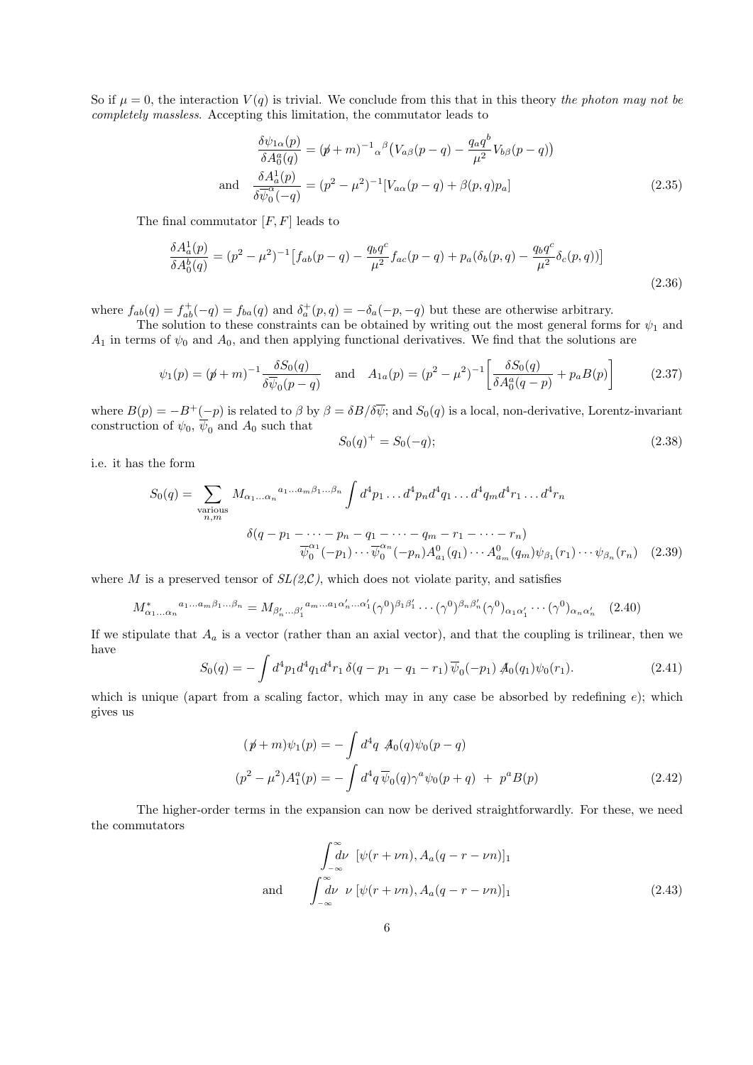So if $\mu = 0$, the interaction $V(q)$ is trivial. We conclude from this that in this theory *the photon may not be completely massless*. Accepting this limitation, the commutator leads to

$$
\begin{aligned}
\frac{\delta \psi_{1\alpha}(p)}{\delta A_0^a(q)} &= (\not{p}+m)^{-1}{}_\alpha{}^\beta\big(V_{a\beta}(p-q) - \frac{q_a q^b}{\mu^2} V_{b\beta}(p-q)\big) \\
\text{and} \quad \frac{\delta A_a^1(p)}{\delta \overline{\psi}_0^\alpha(-q)} &= (p^2-\mu^2)^{-1}[V_{a\alpha}(p-q) + \beta(p,q)p_a]
\end{aligned} \tag{2.35}
$$

The final commutator $[F,F]$ leads to

$$
\frac{\delta A_a^1(p)}{\delta A_0^b(q)} = (p^2-\mu^2)^{-1}\big[f_{ab}(p-q) - \frac{q_b q^c}{\mu^2} f_{ac}(p-q) + p_a(\delta_b(p,q) - \frac{q_b q^c}{\mu^2}\delta_c(p,q))\big] \tag{2.36}
$$

where $f_{ab}(q) = f_{ab}^+(-q) = f_{ba}(q)$ and $\delta_a^+(p,q) = -\delta_a(-p,-q)$ but these are otherwise arbitrary.

The solution to these constraints can be obtained by writing out the most general forms for $\psi_1$ and $A_1$ in terms of $\psi_0$ and $A_0$, and then applying functional derivatives. We find that the solutions are

$$
\psi_1(p) = (\not{p}+m)^{-1}\frac{\delta S_0(q)}{\delta \overline{\psi}_0(p-q)} \quad \text{and} \quad A_{1a}(p) = (p^2-\mu^2)^{-1}\bigg[\frac{\delta S_0(q)}{\delta A_0^a(q-p)} + p_a B(p)\bigg] \tag{2.37}
$$

where $B(p) = -B^+(-p)$ is related to $\beta$ by $\beta = \delta B/\delta\overline{\psi}$; and $S_0(q)$ is a local, non-derivative, Lorentz-invariant construction of $\psi_0$, $\overline{\psi}_0$ and $A_0$ such that

$$
S_0(q)^+ = S_0(-q); \tag{2.38}
$$

i.e. it has the form

$$
\begin{aligned}
S_0(q) = \sum_{\substack{\text{various}\\ n,m}} M_{\alpha_1\ldots\alpha_n}{}^{a_1\ldots a_m\beta_1\ldots\beta_n} \int d^4p_1 \ldots d^4p_n d^4q_1 \ldots d^4q_m d^4r_1 \ldots d^4r_n \\
\delta(q - p_1 - \cdots - p_n - q_1 - \cdots - q_m - r_1 - \cdots - r_n) \\
\overline{\psi}_0^{\alpha_1}(-p_1)\cdots\overline{\psi}_0^{\alpha_n}(-p_n)A^0_{a_1}(q_1)\cdots A^0_{a_m}(q_m)\psi_{\beta_1}(r_1)\cdots\psi_{\beta_n}(r_n)
\end{aligned} \tag{2.39}
$$

where $M$ is a preserved tensor of *SL(2,C)*, which does not violate parity, and satisfies

$$
M^*_{\alpha_1\ldots\alpha_n}{}^{a_1\ldots a_m\beta_1\ldots\beta_n} = M_{\beta_n'\ldots\beta_1'}{}^{a_m\ldots a_1\alpha_n'\ldots\alpha_1'}(\gamma^0)^{\beta_1\beta_1'}\cdots(\gamma^0)^{\beta_n\beta_n'}(\gamma^0)_{\alpha_1\alpha_1'}\cdots(\gamma^0)_{\alpha_n\alpha_n'} \tag{2.40}
$$

If we stipulate that $A_a$ is a vector (rather than an axial vector), and that the coupling is trilinear, then we have

$$
S_0(q) = -\int d^4p_1 d^4q_1 d^4r_1\, \delta(q - p_1 - q_1 - r_1)\, \overline{\psi}_0(-p_1)\, \not{A}_0(q_1)\psi_0(r_1). \tag{2.41}
$$

which is unique (apart from a scaling factor, which may in any case be absorbed by redefining $e$); which gives us

$$
\begin{aligned}
(\not{p}+m)\psi_1(p) &= -\int d^4q\ \not{A}_0(q)\psi_0(p-q) \\
(p^2-\mu^2)A_1^a(p) &= -\int d^4q\, \overline{\psi}_0(q)\gamma^a\psi_0(p+q) \ + \ p^a B(p)
\end{aligned} \tag{2.42}
$$

The higher-order terms in the expansion can now be derived straightforwardly. For these, we need the commutators

$$
\begin{aligned}
&\int_{-\infty}^{\infty} d\nu\ [\psi(r+\nu n), A_a(q-r-\nu n)]_1 \\
\text{and} \qquad &\int_{-\infty}^{\infty} d\nu\ \nu\, [\psi(r+\nu n), A_a(q-r-\nu n)]_1
\end{aligned} \tag{2.43}
$$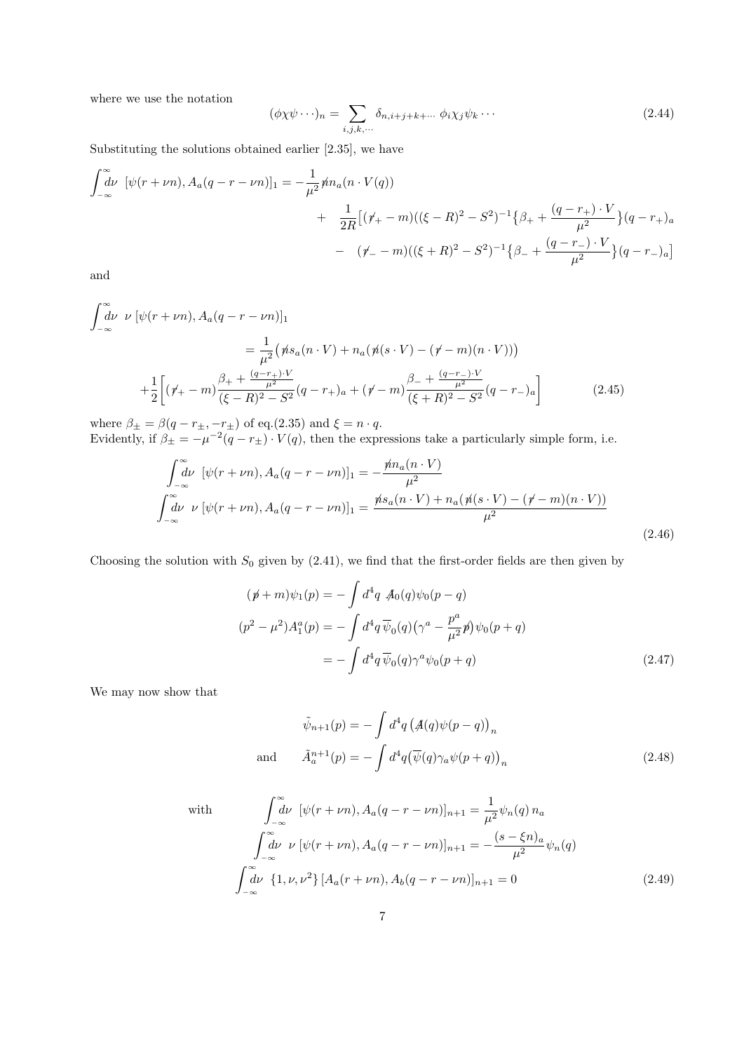where we use the notation

$$(\phi\chi\psi\cdots)_n = \sum_{i,j,k,\cdots} \delta_{n,i+j+k+\cdots}\ \phi_i\chi_j\psi_k\cdots \tag{2.44}$$

Substituting the solutions obtained earlier [2.35], we have

$$\begin{aligned}
\int_{-\infty}^{\infty}\!d\nu\ \ [\psi(r+\nu n), A_a(q-r-\nu n)]_1 = &-\frac{1}{\mu^2}\not{n}n_a(n\cdot V(q)) \\
&+\ \ \frac{1}{2R}\Big[(\not{r}_+ - m)((\xi-R)^2-S^2)^{-1}\big\{\beta_+ + \frac{(q-r_+)\cdot V}{\mu^2}\big\}(q-r_+)_a \\
&-\ \ (\not{r}_- - m)((\xi+R)^2-S^2)^{-1}\big\{\beta_- + \frac{(q-r_-)\cdot V}{\mu^2}\big\}(q-r_-)_a\Big]
\end{aligned}$$

and

$$\begin{aligned}
\int_{-\infty}^{\infty}\!d\nu\ \ \nu\, [\psi(r+\nu n), A_a(q-r-\nu n)]_1 & \\
= \frac{1}{\mu^2}\big(\not{n}s_a(n\cdot V) &+ n_a(\not{n}(s\cdot V) - (\not{r}-m)(n\cdot V))\big) \\
+\frac{1}{2}\Bigg[(\not{r}_+ - m)\frac{\beta_+ + \frac{(q-r_+)\cdot V}{\mu^2}}{(\xi-R)^2-S^2}(q-r_+)_a + (\not{r}-m)\frac{\beta_- + \frac{(q-r_-)\cdot V}{\mu^2}}{(\xi+R)^2-S^2}(q-r_-)_a\Bigg]&
\end{aligned} \tag{2.45}$$

where $\beta_\pm = \beta(q-r_\pm, -r_\pm)$ of eq.(2.35) and $\xi = n\cdot q$.
Evidently, if $\beta_\pm = -\mu^{-2}(q-r_\pm)\cdot V(q)$, then the expressions take a particularly simple form, i.e.

$$\begin{aligned}
\int_{-\infty}^{\infty}\!d\nu\ \ [\psi(r+\nu n), A_a(q-r-\nu n)]_1 &= -\frac{\not{n}n_a(n\cdot V)}{\mu^2} \\
\int_{-\infty}^{\infty}\!d\nu\ \ \nu\, [\psi(r+\nu n), A_a(q-r-\nu n)]_1 &= \frac{\not{n}s_a(n\cdot V) + n_a(\not{n}(s\cdot V) - (\not{r}-m)(n\cdot V))}{\mu^2}
\end{aligned} \tag{2.46}$$

Choosing the solution with $S_0$ given by (2.41), we find that the first-order fields are then given by

$$\begin{aligned}
(\not{p}+m)\psi_1(p) &= -\int d^4q\ \not{A}_0(q)\psi_0(p-q) \\
(p^2-\mu^2)A_1^a(p) &= -\int d^4q\, \overline{\psi}_0(q)\big(\gamma^a - \frac{p^a}{\mu^2}\not{p}\big)\psi_0(p+q) \\
&= -\int d^4q\, \overline{\psi}_0(q)\gamma^a\psi_0(p+q)
\end{aligned} \tag{2.47}$$

We may now show that

$$\begin{aligned}
\tilde{\psi}_{n+1}(p) &= -\int d^4q\,\big(\not{A}(q)\psi(p-q)\big)_n \\
\text{and}\qquad \tilde{A}_a^{n+1}(p) &= -\int d^4q\big(\overline{\psi}(q)\gamma_a\psi(p+q)\big)_n
\end{aligned} \tag{2.48}$$

$$\begin{aligned}
\text{with}\qquad \int_{-\infty}^{\infty}\!d\nu\ \ [\psi(r+\nu n), A_a(q-r-\nu n)]_{n+1} &= \frac{1}{\mu^2}\psi_n(q)\, n_a \\
\int_{-\infty}^{\infty}\!d\nu\ \ \nu\, [\psi(r+\nu n), A_a(q-r-\nu n)]_{n+1} &= -\frac{(s-\xi n)_a}{\mu^2}\psi_n(q) \\
\int_{-\infty}^{\infty}\!d\nu\ \ \{1,\nu,\nu^2\}\, [A_a(r+\nu n), A_b(q-r-\nu n)]_{n+1} &= 0
\end{aligned} \tag{2.49}$$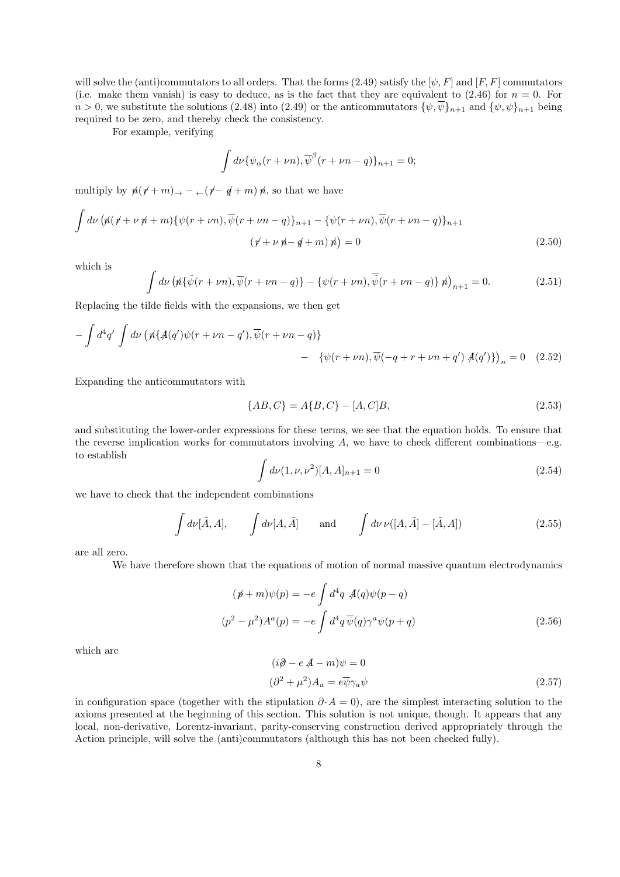will solve the (anti)commutators to all orders. That the forms (2.49) satisfy the $[\psi, F]$ and $[F, F]$ commutators (i.e. make them vanish) is easy to deduce, as is the fact that they are equivalent to (2.46) for $n = 0$. For $n > 0$, we substitute the solutions (2.48) into (2.49) or the anticommutators $\{\psi, \overline{\psi}\}_{n+1}$ and $\{\psi, \psi\}_{n+1}$ being required to be zero, and thereby check the consistency.

For example, verifying

$$\int d\nu \{\psi_\alpha(r + \nu n), \overline{\psi}^\beta(r + \nu n - q)\}_{n+1} = 0;$$

multiply by $\not{n}(\not{r} + m)_\rightarrow - {}_\leftarrow(\not{r} - \not{q} + m)\not{n}$, so that we have

$$\int d\nu \left(\not{n}(\not{r} + \nu\not{n} + m)\{\psi(r + \nu n), \overline{\psi}(r + \nu n - q)\}_{n+1} - \{\psi(r + \nu n), \overline{\psi}(r + \nu n - q)\}_{n+1} (\not{r} + \nu\not{n} - \not{q} + m)\not{n}\right) = 0 \tag{2.50}$$

which is

$$\int d\nu \left(\not{n}\{\tilde{\psi}(r + \nu n), \overline{\psi}(r + \nu n - q)\} - \{\psi(r + \nu n), \overline{\tilde{\psi}}(r + \nu n - q)\}\not{n}\right)_{n+1} = 0. \tag{2.51}$$

Replacing the tilde fields with the expansions, we then get

$$-\int d^4q' \int d\nu \left(\not{n}\{\not{A}(q')\psi(r + \nu n - q'), \overline{\psi}(r + \nu n - q)\} - \{\psi(r + \nu n), \overline{\psi}(-q + r + \nu n + q')\not{A}(q')\}\right)_n = 0 \tag{2.52}$$

Expanding the anticommutators with

$$\{AB, C\} = A\{B, C\} - [A, C]B, \tag{2.53}$$

and substituting the lower-order expressions for these terms, we see that the equation holds. To ensure that the reverse implication works for commutators involving $A$, we have to check different combinations—e.g. to establish

$$\int d\nu(1, \nu, \nu^2)[A, A]_{n+1} = 0 \tag{2.54}$$

we have to check that the independent combinations

$$\int d\nu[\tilde{A}, A], \qquad \int d\nu[A, \tilde{A}] \qquad \text{and} \qquad \int d\nu\, \nu([A, \tilde{A}] - [\tilde{A}, A]) \tag{2.55}$$

are all zero.

We have therefore shown that the equations of motion of normal massive quantum electrodynamics

$$\begin{aligned}
(\not{p} + m)\psi(p) &= -e\int d^4q\; \not{A}(q)\psi(p - q) \\
(p^2 - \mu^2)A^a(p) &= -e\int d^4q\, \overline{\psi}(q)\gamma^a\psi(p + q)
\end{aligned} \tag{2.56}$$

which are

$$\begin{aligned}
(i\not{\partial} - e\not{A} - m)\psi &= 0 \\
(\partial^2 + \mu^2)A_a &= e\overline{\psi}\gamma_a\psi
\end{aligned} \tag{2.57}$$

in configuration space (together with the stipulation $\partial \cdot A = 0$), are the simplest interacting solution to the axioms presented at the beginning of this section. This solution is not unique, though. It appears that any local, non-derivative, Lorentz-invariant, parity-conserving construction derived appropriately through the Action principle, will solve the (anti)commutators (although this has not been checked fully).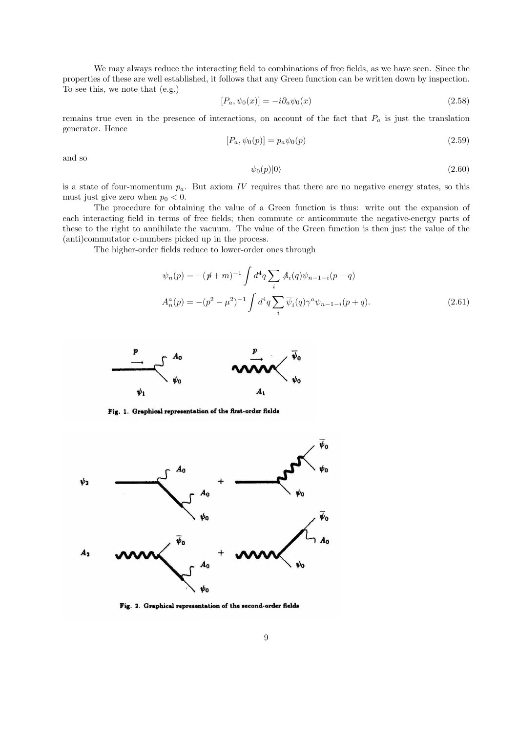We may always reduce the interacting field to combinations of free fields, as we have seen. Since the properties of these are well established, it follows that any Green function can be written down by inspection. To see this, we note that (e.g.)

$$[P_a, \psi_0(x)] = -i\partial_a \psi_0(x) \tag{2.58}$$

remains true even in the presence of interactions, on account of the fact that $P_a$ is just the translation generator. Hence

$$[P_a, \psi_0(p)] = p_a \psi_0(p) \tag{2.59}$$

and so

$$\psi_0(p)|0\rangle \tag{2.60}$$

is a state of four-momentum $p_a$. But axiom *IV* requires that there are no negative energy states, so this must just give zero when $p_0 < 0$.

The procedure for obtaining the value of a Green function is thus: write out the expansion of each interacting field in terms of free fields; then commute or anticommute the negative-energy parts of these to the right to annihilate the vacuum. The value of the Green function is then just the value of the (anti)commutator c-numbers picked up in the process.

The higher-order fields reduce to lower-order ones through

$$\begin{aligned}
\psi_n(p) &= -(\not p + m)^{-1} \int d^4q \sum_i \not A_i(q) \psi_{n-1-i}(p-q) \\
A_n^a(p) &= -(p^2 - \mu^2)^{-1} \int d^4q \sum_i \overline{\psi}_i(q) \gamma^a \psi_{n-1-i}(p+q).
\end{aligned} \tag{2.61}$$

**Fig. 1. Graphical representation of the first-order fields**

**Fig. 2. Graphical representation of the second-order fields**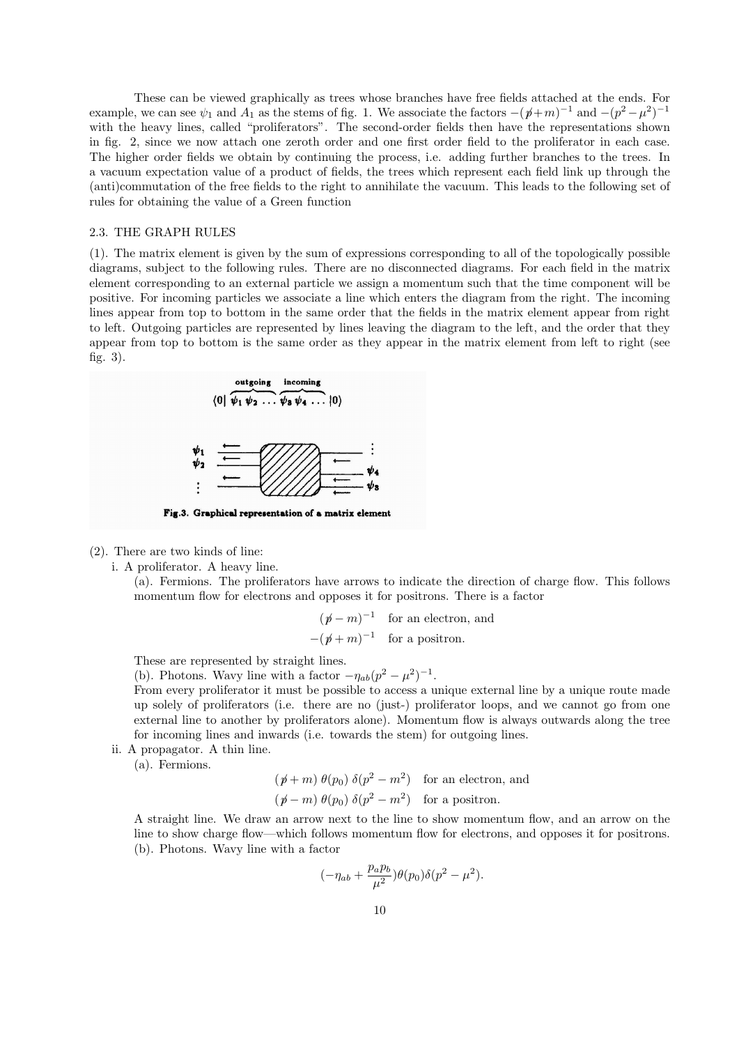These can be viewed graphically as trees whose branches have free fields attached at the ends. For example, we can see $\psi_1$ and $A_1$ as the stems of fig. 1. We associate the factors $-(\not{p}+m)^{-1}$ and $-(p^2-\mu^2)^{-1}$ with the heavy lines, called "proliferators". The second-order fields then have the representations shown in fig. 2, since we now attach one zeroth order and one first order field to the proliferator in each case. The higher order fields we obtain by continuing the process, i.e. adding further branches to the trees. In a vacuum expectation value of a product of fields, the trees which represent each field link up through the (anti)commutation of the free fields to the right to annihilate the vacuum. This leads to the following set of rules for obtaining the value of a Green function

### 2.3. THE GRAPH RULES

(1). The matrix element is given by the sum of expressions corresponding to all of the topologically possible diagrams, subject to the following rules. There are no disconnected diagrams. For each field in the matrix element corresponding to an external particle we assign a momentum such that the time component will be positive. For incoming particles we associate a line which enters the diagram from the right. The incoming lines appear from top to bottom in the same order that the fields in the matrix element appear from right to left. Outgoing particles are represented by lines leaving the diagram to the left, and the order that they appear from top to bottom is the same order as they appear in the matrix element from left to right (see fig. 3).

**Fig.3. Graphical representation of a matrix element**

(2). There are two kinds of line:

i. A proliferator. A heavy line.

(a). Fermions. The proliferators have arrows to indicate the direction of charge flow. This follows momentum flow for electrons and opposes it for positrons. There is a factor

$$(\not{p}-m)^{-1} \quad \text{for an electron, and}$$
$$-(\not{p}+m)^{-1} \quad \text{for a positron.}$$

These are represented by straight lines.

(b). Photons. Wavy line with a factor $-\eta_{ab}(p^2-\mu^2)^{-1}$.

From every proliferator it must be possible to access a unique external line by a unique route made up solely of proliferators (i.e. there are no (just-) proliferator loops, and we cannot go from one external line to another by proliferators alone). Momentum flow is always outwards along the tree for incoming lines and inwards (i.e. towards the stem) for outgoing lines.

ii. A propagator. A thin line.

(a). Fermions.

$$(\not{p}+m)\,\theta(p_0)\,\delta(p^2-m^2) \quad \text{for an electron, and}$$
$$(\not{p}-m)\,\theta(p_0)\,\delta(p^2-m^2) \quad \text{for a positron.}$$

A straight line. We draw an arrow next to the line to show momentum flow, and an arrow on the line to show charge flow—which follows momentum flow for electrons, and opposes it for positrons.

(b). Photons. Wavy line with a factor

$$(-\eta_{ab}+\frac{p_a p_b}{\mu^2})\theta(p_0)\delta(p^2-\mu^2).$$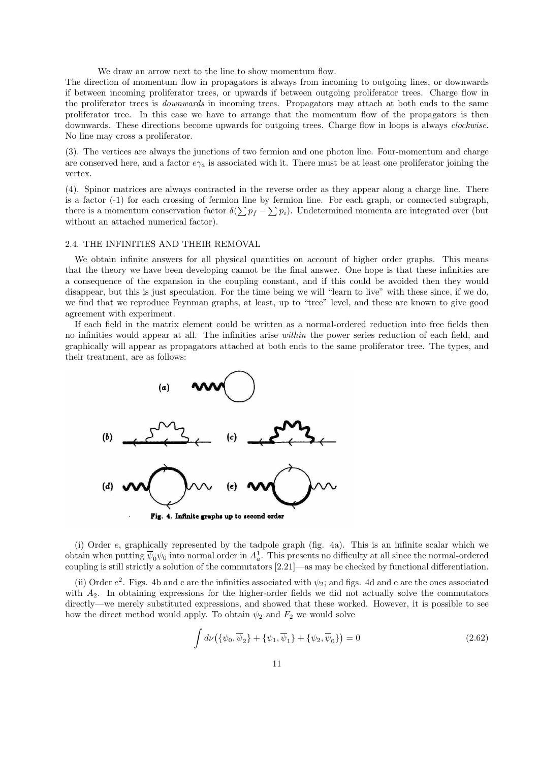We draw an arrow next to the line to show momentum flow.
The direction of momentum flow in propagators is always from incoming to outgoing lines, or downwards if between incoming proliferator trees, or upwards if between outgoing proliferator trees. Charge flow in the proliferator trees is *downwards* in incoming trees. Propagators may attach at both ends to the same proliferator tree. In this case we have to arrange that the momentum flow of the propagators is then downwards. These directions become upwards for outgoing trees. Charge flow in loops is always *clockwise*. No line may cross a proliferator.

(3). The vertices are always the junctions of two fermion and one photon line. Four-momentum and charge are conserved here, and a factor $e\gamma_a$ is associated with it. There must be at least one proliferator joining the vertex.

(4). Spinor matrices are always contracted in the reverse order as they appear along a charge line. There is a factor (-1) for each crossing of fermion line by fermion line. For each graph, or connected subgraph, there is a momentum conservation factor $\delta(\sum p_f - \sum p_i)$. Undetermined momenta are integrated over (but without an attached numerical factor).

## 2.4. THE INFINITIES AND THEIR REMOVAL

We obtain infinite answers for all physical quantities on account of higher order graphs. This means that the theory we have been developing cannot be the final answer. One hope is that these infinities are a consequence of the expansion in the coupling constant, and if this could be avoided then they would disappear, but this is just speculation. For the time being we will "learn to live" with these since, if we do, we find that we reproduce Feynman graphs, at least, up to "tree" level, and these are known to give good agreement with experiment.

If each field in the matrix element could be written as a normal-ordered reduction into free fields then no infinities would appear at all. The infinities arise *within* the power series reduction of each field, and graphically will appear as propagators attached at both ends to the same proliferator tree. The types, and their treatment, are as follows:

**Fig. 4. Infinite graphs up to second order**

(i) Order $e$, graphically represented by the tadpole graph (fig. 4a). This is an infinite scalar which we obtain when putting $\overline{\psi}_0\psi_0$ into normal order in $A^1_a$. This presents no difficulty at all since the normal-ordered coupling is still strictly a solution of the commutators [2.21]—as may be checked by functional differentiation.

(ii) Order $e^2$. Figs. 4b and c are the infinities associated with $\psi_2$; and figs. 4d and e are the ones associated with $A_2$. In obtaining expressions for the higher-order fields we did not actually solve the commutators directly—we merely substituted expressions, and showed that these worked. However, it is possible to see how the direct method would apply. To obtain $\psi_2$ and $F_2$ we would solve

$$\int d\nu\big(\{\psi_0, \overline{\psi}_2\} + \{\psi_1, \overline{\psi}_1\} + \{\psi_2, \overline{\psi}_0\}\big) = 0 \tag{2.62}$$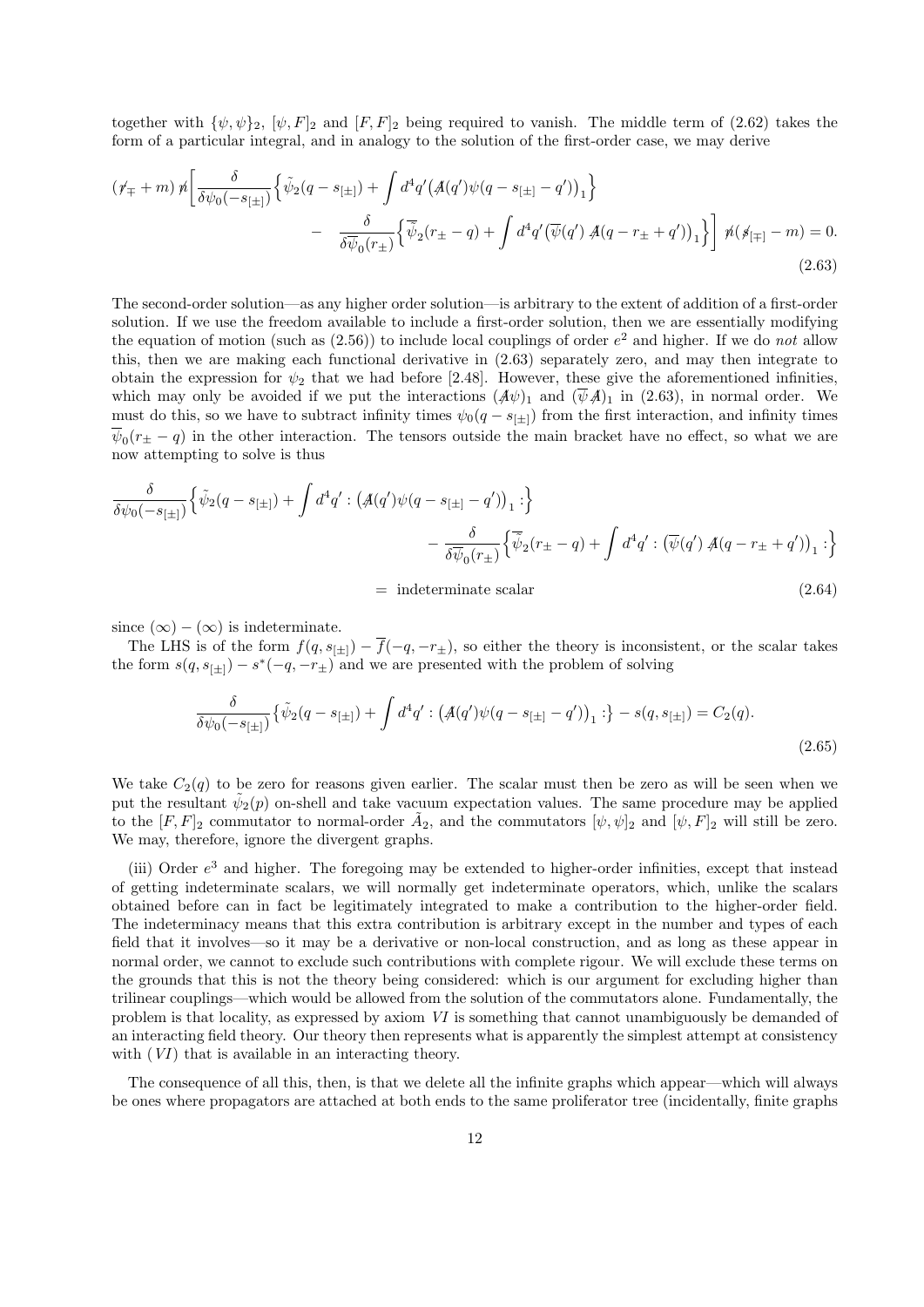together with $\{\psi,\psi\}_2$, $[\psi,F]_2$ and $[F,F]_2$ being required to vanish. The middle term of (2.62) takes the form of a particular integral, and in analogy to the solution of the first-order case, we may derive

$$(\not{r}_{\mp}+m)\,\not{n}\bigg[\frac{\delta}{\delta\psi_0(-s_{[\pm]})}\Big\{\tilde{\psi}_2(q-s_{[\pm]})+\int d^4q'\big(\not{A}(q')\psi(q-s_{[\pm]}-q')\big)_1\Big\} - \frac{\delta}{\delta\overline{\psi}_0(r_{\pm})}\Big\{\tilde{\overline{\psi}}_2(r_{\pm}-q)+\int d^4q'\big(\overline{\psi}(q')\,\not{A}(q-r_{\pm}+q')\big)_1\Big\}\bigg]\;\not{n}(\not{s}_{[\mp]}-m)=0. \tag{2.63}$$

The second-order solution—as any higher order solution—is arbitrary to the extent of addition of a first-order solution. If we use the freedom available to include a first-order solution, then we are essentially modifying the equation of motion (such as (2.56)) to include local couplings of order $e^2$ and higher. If we do *not* allow this, then we are making each functional derivative in (2.63) separately zero, and may then integrate to obtain the expression for $\psi_2$ that we had before [2.48]. However, these give the aforementioned infinities, which may only be avoided if we put the interactions $(\not{A}\psi)_1$ and $(\overline{\psi}\not{A})_1$ in (2.63), in normal order. We must do this, so we have to subtract infinity times $\psi_0(q-s_{[\pm]})$ from the first interaction, and infinity times $\overline{\psi}_0(r_{\pm}-q)$ in the other interaction. The tensors outside the main bracket have no effect, so what we are now attempting to solve is thus

$$\frac{\delta}{\delta\psi_0(-s_{[\pm]})}\Big\{\tilde{\psi}_2(q-s_{[\pm]})+\int d^4q' : \big(\not{A}(q')\psi(q-s_{[\pm]}-q')\big)_1 :\Big\} - \frac{\delta}{\delta\overline{\psi}_0(r_{\pm})}\Big\{\tilde{\overline{\psi}}_2(r_{\pm}-q)+\int d^4q' : \big(\overline{\psi}(q')\,\not{A}(q-r_{\pm}+q')\big)_1 :\Big\} = \text{indeterminate scalar} \tag{2.64}$$

since $(\infty)-(\infty)$ is indeterminate.

The LHS is of the form $f(q,s_{[\pm]})-\overline{f}(-q,-r_{\pm})$, so either the theory is inconsistent, or the scalar takes the form $s(q,s_{[\pm]})-s^*(-q,-r_{\pm})$ and we are presented with the problem of solving

$$\frac{\delta}{\delta\psi_0(-s_{[\pm]})}\big\{\tilde{\psi}_2(q-s_{[\pm]})+\int d^4q' : \big(\not{A}(q')\psi(q-s_{[\pm]}-q')\big)_1 :\big\} - s(q,s_{[\pm]}) = C_2(q). \tag{2.65}$$

We take $C_2(q)$ to be zero for reasons given earlier. The scalar must then be zero as will be seen when we put the resultant $\tilde{\psi}_2(p)$ on-shell and take vacuum expectation values. The same procedure may be applied to the $[F,F]_2$ commutator to normal-order $\tilde{A}_2$, and the commutators $[\psi,\psi]_2$ and $[\psi,F]_2$ will still be zero. We may, therefore, ignore the divergent graphs.

(iii) Order $e^3$ and higher. The foregoing may be extended to higher-order infinities, except that instead of getting indeterminate scalars, we will normally get indeterminate operators, which, unlike the scalars obtained before can in fact be legitimately integrated to make a contribution to the higher-order field. The indeterminacy means that this extra contribution is arbitrary except in the number and types of each field that it involves—so it may be a derivative or non-local construction, and as long as these appear in normal order, we cannot to exclude such contributions with complete rigour. We will exclude these terms on the grounds that this is not the theory being considered: which is our argument for excluding higher than trilinear couplings—which would be allowed from the solution of the commutators alone. Fundamentally, the problem is that locality, as expressed by axiom *VI* is something that cannot unambiguously be demanded of an interacting field theory. Our theory then represents what is apparently the simplest attempt at consistency with (*VI*) that is available in an interacting theory.

The consequence of all this, then, is that we delete all the infinite graphs which appear—which will always be ones where propagators are attached at both ends to the same proliferator tree (incidentally, finite graphs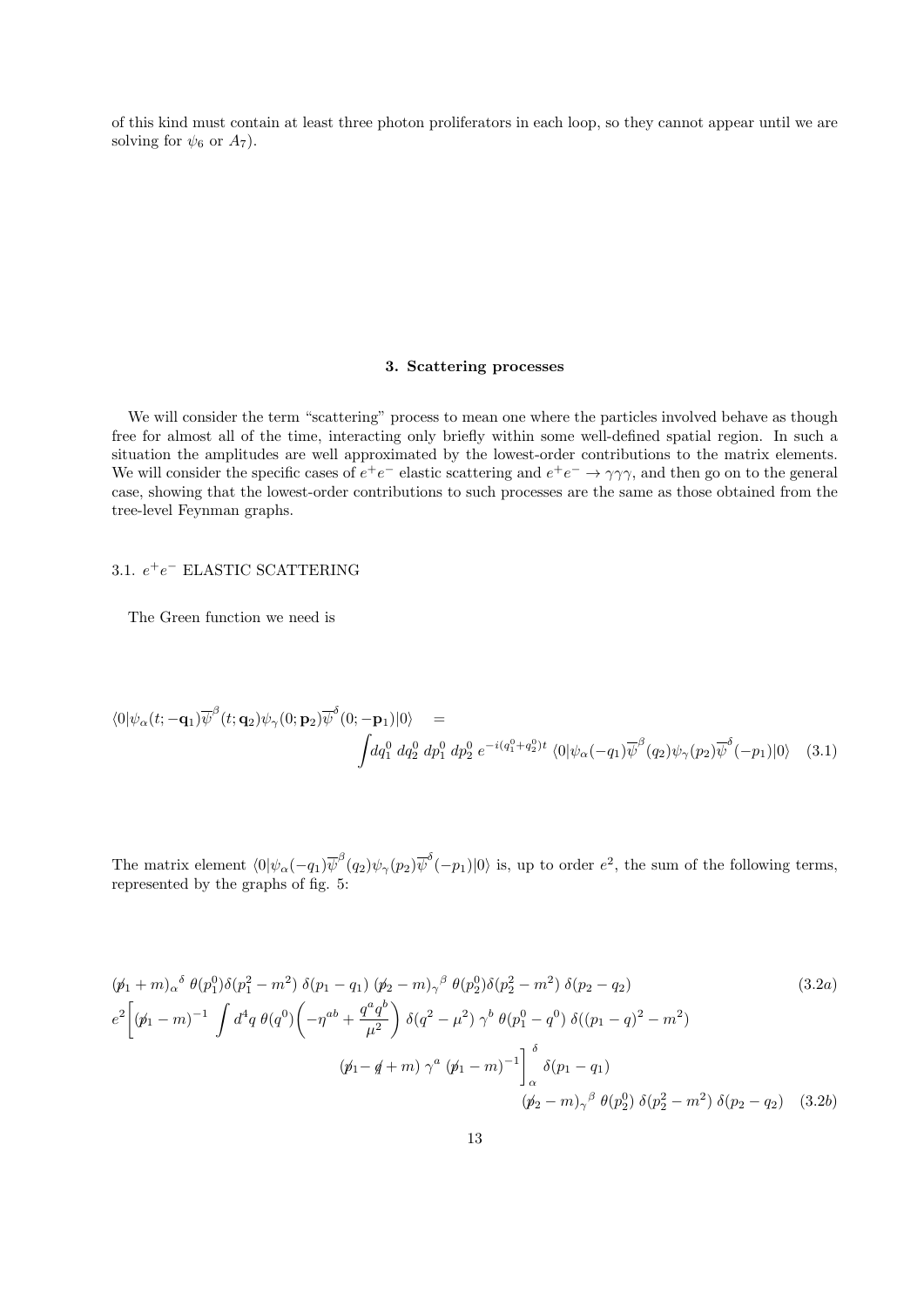of this kind must contain at least three photon proliferators in each loop, so they cannot appear until we are solving for $\psi_6$ or $A_7$).

### 3. Scattering processes

We will consider the term "scattering" process to mean one where the particles involved behave as though free for almost all of the time, interacting only briefly within some well-defined spatial region. In such a situation the amplitudes are well approximated by the lowest-order contributions to the matrix elements. We will consider the specific cases of $e^+e^-$ elastic scattering and $e^+e^- \to \gamma\gamma\gamma$, and then go on to the general case, showing that the lowest-order contributions to such processes are the same as those obtained from the tree-level Feynman graphs.

#### 3.1. $e^+e^-$ ELASTIC SCATTERING

The Green function we need is

$$\langle 0|\psi_\alpha(t;-\mathbf{q}_1)\overline{\psi}^\beta(t;\mathbf{q}_2)\psi_\gamma(0;\mathbf{p}_2)\overline{\psi}^\delta(0;-\mathbf{p}_1)|0\rangle = \int dq_1^0\, dq_2^0\, dp_1^0\, dp_2^0\, e^{-i(q_1^0+q_2^0)t}\, \langle 0|\psi_\alpha(-q_1)\overline{\psi}^\beta(q_2)\psi_\gamma(p_2)\overline{\psi}^\delta(-p_1)|0\rangle \quad (3.1)$$

The matrix element $\langle 0|\psi_\alpha(-q_1)\overline{\psi}^\beta(q_2)\psi_\gamma(p_2)\overline{\psi}^\delta(-p_1)|0\rangle$ is, up to order $e^2$, the sum of the following terms, represented by the graphs of fig. 5:

$$(\not p_1 + m)_\alpha{}^\delta\, \theta(p_1^0)\delta(p_1^2 - m^2)\, \delta(p_1 - q_1)\, (\not p_2 - m)_\gamma{}^\beta\, \theta(p_2^0)\delta(p_2^2 - m^2)\, \delta(p_2 - q_2) \quad (3.2a)$$

$$e^2\bigg[(\not p_1 - m)^{-1} \int d^4q\, \theta(q^0)\left(-\eta^{ab} + \frac{q^a q^b}{\mu^2}\right) \delta(q^2 - \mu^2)\, \gamma^b\, \theta(p_1^0 - q^0)\, \delta((p_1 - q)^2 - m^2)$$
$$(\not p_1 - \not q + m)\, \gamma^a\, (\not p_1 - m)^{-1}\bigg]_\alpha^{\ \delta} \delta(p_1 - q_1)$$
$$(\not p_2 - m)_\gamma{}^\beta\, \theta(p_2^0)\, \delta(p_2^2 - m^2)\, \delta(p_2 - q_2) \quad (3.2b)$$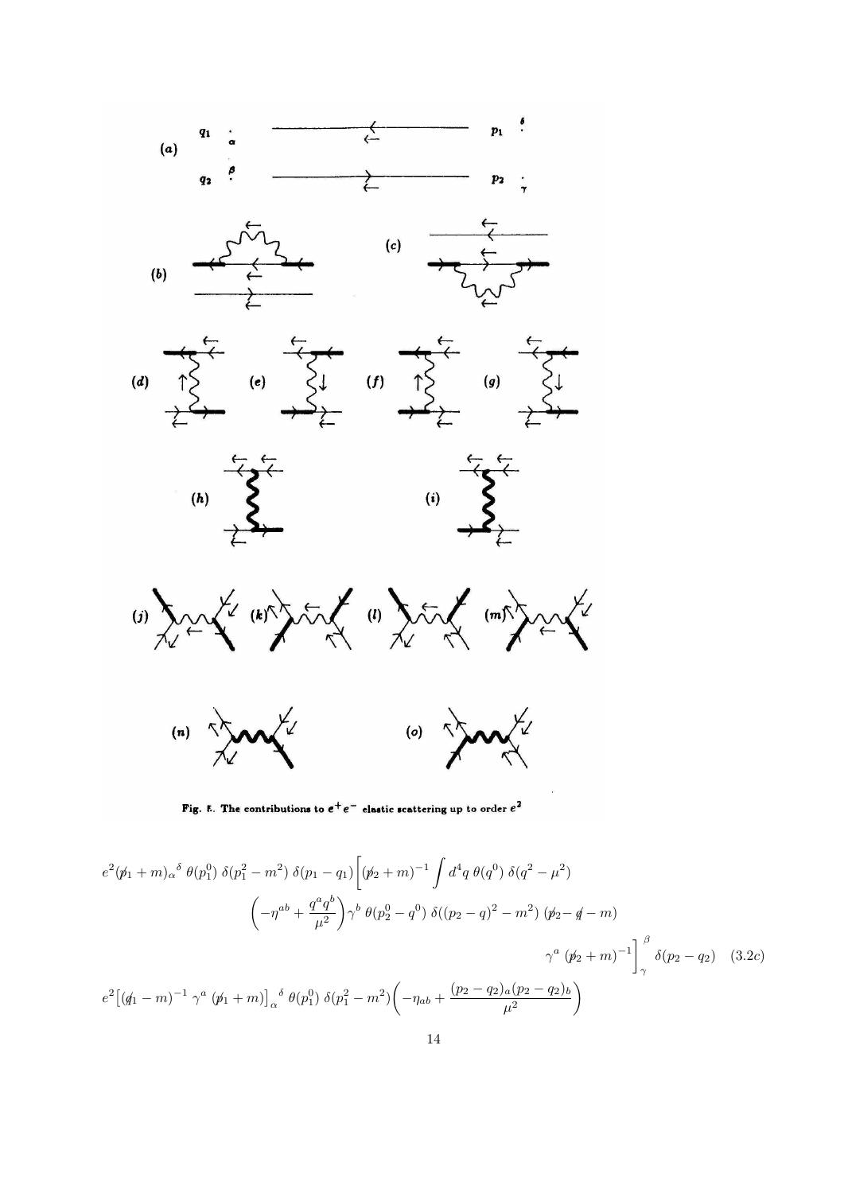Fig. 5. The contributions to $e^+e^-$ elastic scattering up to order $e^2$

$$e^2(\not{p}_1+m)_\alpha{}^\delta\, \theta(p_1^0)\, \delta(p_1^2-m^2)\, \delta(p_1-q_1)\Big[(\not{p}_2+m)^{-1}\int d^4q\, \theta(q^0)\, \delta(q^2-\mu^2)$$

$$\left(-\eta^{ab}+\frac{q^a q^b}{\mu^2}\right)\gamma^b\, \theta(p_2^0-q^0)\, \delta((p_2-q)^2-m^2)\, (\not{p}_2-\not{q}-m)$$

$$\gamma^a\, (\not{p}_2+m)^{-1}\Big]_\gamma^{\ \beta}\, \delta(p_2-q_2) \quad (3.2c)$$

$$e^2\big[(\not{q}_1-m)^{-1}\, \gamma^a\, (\not{p}_1+m)\big]_\alpha{}^\delta\, \theta(p_1^0)\, \delta(p_1^2-m^2)\left(-\eta_{ab}+\frac{(p_2-q_2)_a(p_2-q_2)_b}{\mu^2}\right)$$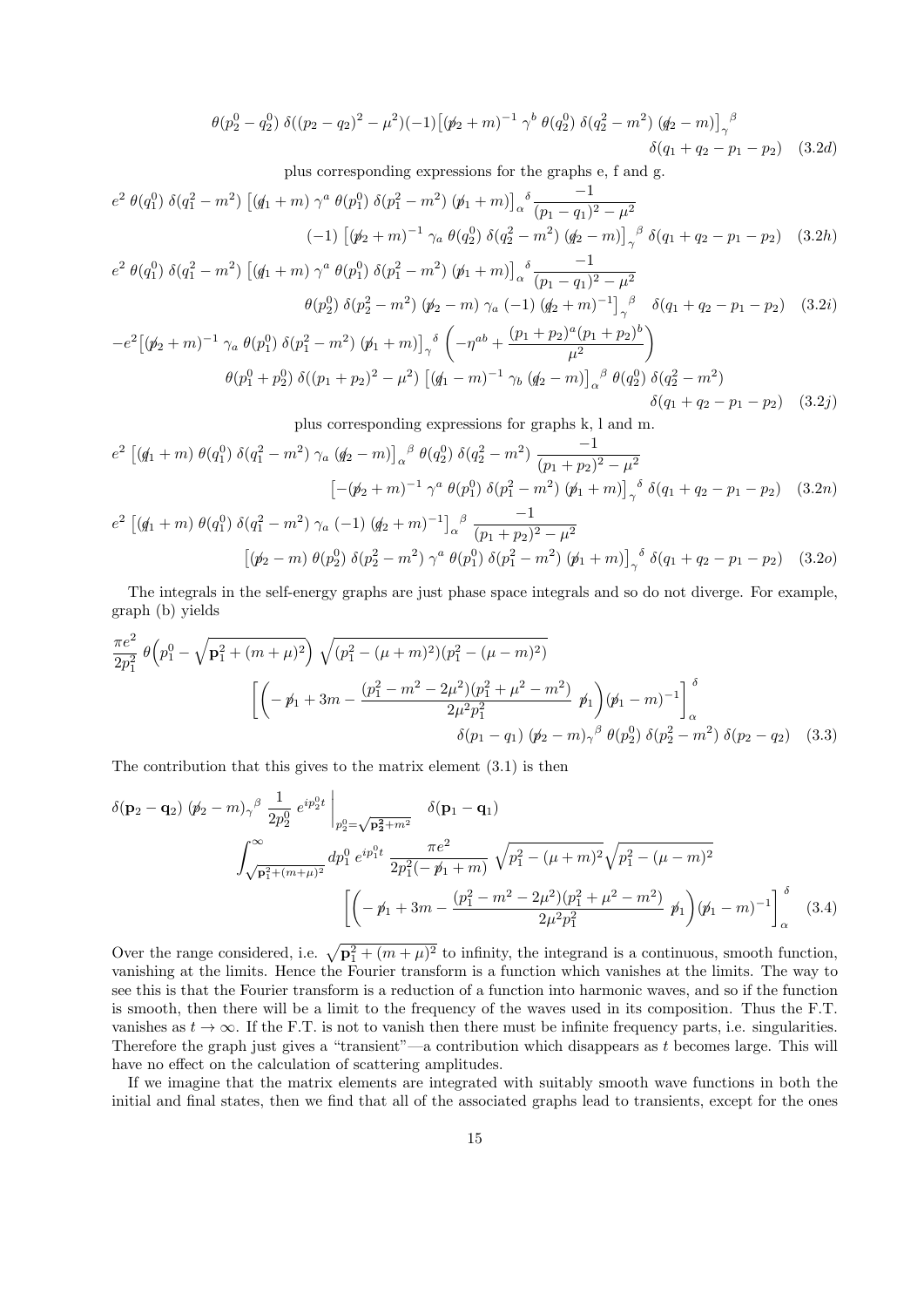$$\theta(p_2^0 - q_2^0)\ \delta((p_2 - q_2)^2 - \mu^2)(-1)\big[(\not p_2 + m)^{-1}\ \gamma^b\ \theta(q_2^0)\ \delta(q_2^2 - m^2)\ (\not q_2 - m)\big]_\gamma{}^\beta$$
$$\delta(q_1 + q_2 - p_1 - p_2) \quad (3.2d)$$

plus corresponding expressions for the graphs e, f and g.

$$e^2\ \theta(q_1^0)\ \delta(q_1^2 - m^2)\ \big[(\not q_1 + m)\ \gamma^a\ \theta(p_1^0)\ \delta(p_1^2 - m^2)\ (\not p_1 + m)\big]_\alpha{}^\delta \frac{-1}{(p_1 - q_1)^2 - \mu^2}$$
$$(-1)\ \big[(\not p_2 + m)^{-1}\ \gamma_a\ \theta(q_2^0)\ \delta(q_2^2 - m^2)\ (\not q_2 - m)\big]_\gamma{}^\beta\ \delta(q_1 + q_2 - p_1 - p_2) \quad (3.2h)$$

$$e^2\ \theta(q_1^0)\ \delta(q_1^2 - m^2)\ \big[(\not q_1 + m)\ \gamma^a\ \theta(p_1^0)\ \delta(p_1^2 - m^2)\ (\not p_1 + m)\big]_\alpha{}^\delta \frac{-1}{(p_1 - q_1)^2 - \mu^2}$$
$$\theta(p_2^0)\ \delta(p_2^2 - m^2)\ (\not p_2 - m)\ \gamma_a\ (-1)\ (\not q_2 + m)^{-1}\big]_\gamma{}^\beta\quad \delta(q_1 + q_2 - p_1 - p_2) \quad (3.2i)$$

$$-e^2\big[(\not p_2 + m)^{-1}\ \gamma_a\ \theta(p_1^0)\ \delta(p_1^2 - m^2)\ (\not p_1 + m)\big]_\gamma{}^\delta \left(-\eta^{ab} + \frac{(p_1 + p_2)^a (p_1 + p_2)^b}{\mu^2}\right)$$
$$\theta(p_1^0 + p_2^0)\ \delta((p_1 + p_2)^2 - \mu^2)\ \big[(\not q_1 - m)^{-1}\ \gamma_b\ (\not q_2 - m)\big]_\alpha{}^\beta\ \theta(q_2^0)\ \delta(q_2^2 - m^2)$$
$$\delta(q_1 + q_2 - p_1 - p_2) \quad (3.2j)$$

plus corresponding expressions for graphs k, l and m.

$$e^2\ \big[(\not q_1 + m)\ \theta(q_1^0)\ \delta(q_1^2 - m^2)\ \gamma_a\ (\not q_2 - m)\big]_\alpha{}^\beta\ \theta(q_2^0)\ \delta(q_2^2 - m^2)\ \frac{-1}{(p_1 + p_2)^2 - \mu^2}$$
$$\big[-(\not p_2 + m)^{-1}\ \gamma^a\ \theta(p_1^0)\ \delta(p_1^2 - m^2)\ (\not p_1 + m)\big]_\gamma{}^\delta\ \delta(q_1 + q_2 - p_1 - p_2) \quad (3.2n)$$

$$e^2\ \big[(\not q_1 + m)\ \theta(q_1^0)\ \delta(q_1^2 - m^2)\ \gamma_a\ (-1)\ (\not q_2 + m)^{-1}\big]_\alpha{}^\beta\ \frac{-1}{(p_1 + p_2)^2 - \mu^2}$$
$$\big[(\not p_2 - m)\ \theta(p_2^0)\ \delta(p_2^2 - m^2)\ \gamma^a\ \theta(p_1^0)\ \delta(p_1^2 - m^2)\ (\not p_1 + m)\big]_\gamma{}^\delta\ \delta(q_1 + q_2 - p_1 - p_2) \quad (3.2o)$$

The integrals in the self-energy graphs are just phase space integrals and so do not diverge. For example, graph (b) yields

$$\frac{\pi e^2}{2p_1^2}\ \theta\Big(p_1^0 - \sqrt{\mathbf{p}_1^2 + (m+\mu)^2}\Big)\ \sqrt{(p_1^2 - (\mu+m)^2)(p_1^2 - (\mu - m)^2)}$$
$$\left[\left(-\not p_1 + 3m - \frac{(p_1^2 - m^2 - 2\mu^2)(p_1^2 + \mu^2 - m^2)}{2\mu^2 p_1^2}\ \not p_1\right)(\not p_1 - m)^{-1}\right]_\alpha^\delta$$
$$\delta(p_1 - q_1)\ (\not p_2 - m)_\gamma{}^\beta\ \theta(p_2^0)\ \delta(p_2^2 - m^2)\ \delta(p_2 - q_2) \quad (3.3)$$

The contribution that this gives to the matrix element (3.1) is then

$$\delta(\mathbf{p}_2 - \mathbf{q}_2)\ (\not p_2 - m)_\gamma{}^\beta\ \frac{1}{2p_2^0}\ e^{ip_2^0 t}\Big|_{p_2^0 = \sqrt{\mathbf{p_2^2} + m^2}} \quad \delta(\mathbf{p}_1 - \mathbf{q}_1)$$
$$\int_{\sqrt{\mathbf{p}_1^2 + (m+\mu)^2}}^\infty dp_1^0\ e^{ip_1^0 t}\ \frac{\pi e^2}{2p_1^2(-\not p_1 + m)}\ \sqrt{p_1^2 - (\mu+m)^2}\sqrt{p_1^2 - (\mu - m)^2}$$
$$\left[\left(-\not p_1 + 3m - \frac{(p_1^2 - m^2 - 2\mu^2)(p_1^2 + \mu^2 - m^2)}{2\mu^2 p_1^2}\ \not p_1\right)(\not p_1 - m)^{-1}\right]_\alpha^\delta \quad (3.4)$$

Over the range considered, i.e. $\sqrt{\mathbf{p}_1^2 + (m+\mu)^2}$ to infinity, the integrand is a continuous, smooth function, vanishing at the limits. Hence the Fourier transform is a function which vanishes at the limits. The way to see this is that the Fourier transform is a reduction of a function into harmonic waves, and so if the function is smooth, then there will be a limit to the frequency of the waves used in its composition. Thus the F.T. vanishes as $t \to \infty$. If the F.T. is not to vanish then there must be infinite frequency parts, i.e. singularities. Therefore the graph just gives a "transient"—a contribution which disappears as $t$ becomes large. This will have no effect on the calculation of scattering amplitudes.

If we imagine that the matrix elements are integrated with suitably smooth wave functions in both the initial and final states, then we find that all of the associated graphs lead to transients, except for the ones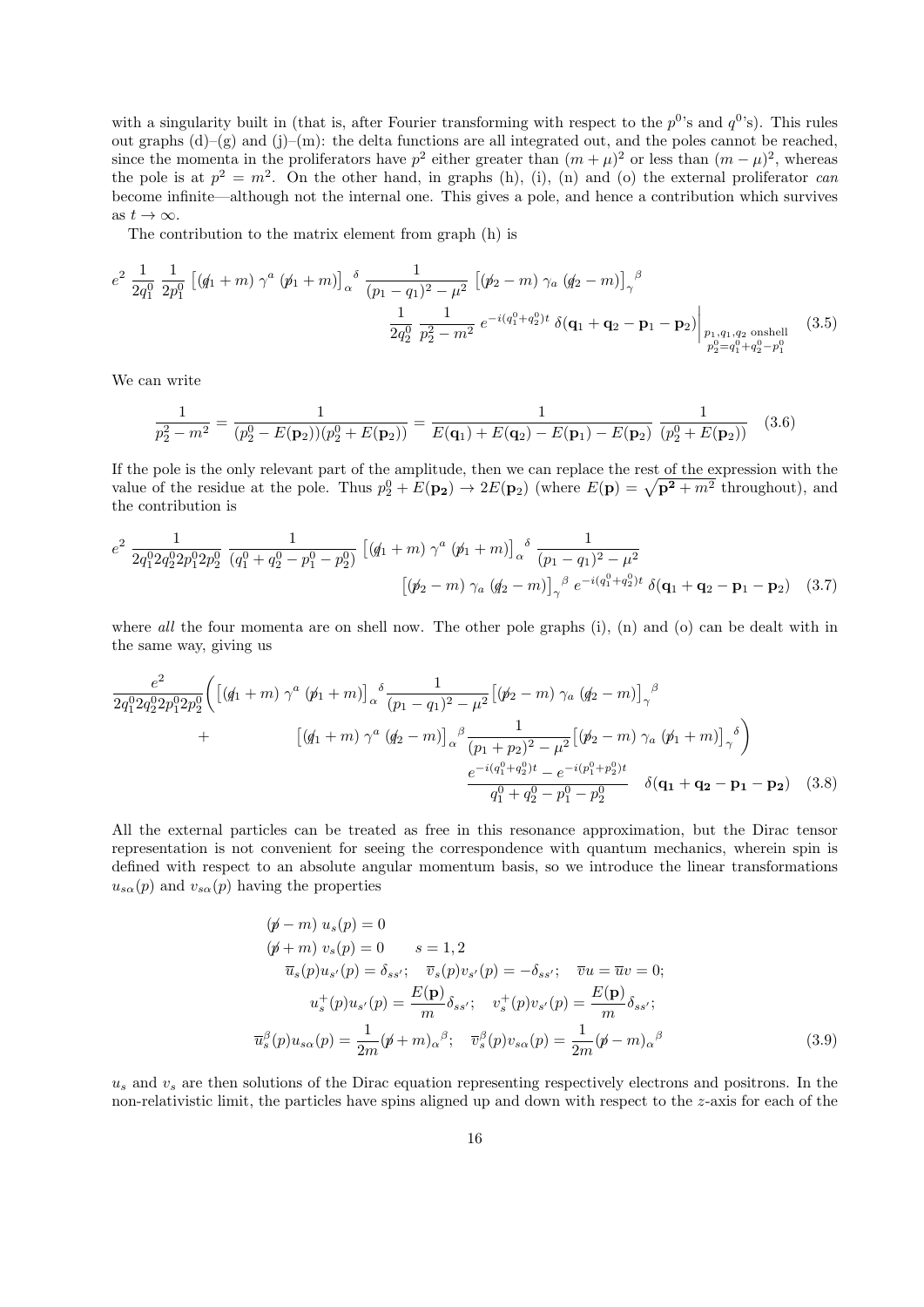with a singularity built in (that is, after Fourier transforming with respect to the $p^0$'s and $q^0$'s). This rules out graphs (d)–(g) and (j)–(m): the delta functions are all integrated out, and the poles cannot be reached, since the momenta in the proliferators have $p^2$ either greater than $(m+\mu)^2$ or less than $(m-\mu)^2$, whereas the pole is at $p^2 = m^2$. On the other hand, in graphs (h), (i), (n) and (o) the external proliferator *can* become infinite—although not the internal one. This gives a pole, and hence a contribution which survives as $t \to \infty$.

The contribution to the matrix element from graph (h) is

$$
e^2 \, \frac{1}{2q_1^0} \, \frac{1}{2p_1^0} \left[(\not{q}_1 + m)\, \gamma^a \, (\not{p}_1 + m)\right]_\alpha{}^\delta \, \frac{1}{(p_1 - q_1)^2 - \mu^2} \left[(\not{p}_2 - m)\, \gamma_a \, (\not{q}_2 - m)\right]_\gamma{}^\beta
\frac{1}{2q_2^0} \, \frac{1}{p_2^2 - m^2} \, e^{-i(q_1^0 + q_2^0)t} \, \delta(\mathbf{q_1} + \mathbf{q_2} - \mathbf{p_1} - \mathbf{p_2}) \Bigg|_{\substack{p_1, q_1, q_2 \text{ onshell} \\ p_2^0 = q_1^0 + q_2^0 - p_1^0}} \quad (3.5)
$$

We can write

$$
\frac{1}{p_2^2 - m^2} = \frac{1}{(p_2^0 - E(\mathbf{p}_2))(p_2^0 + E(\mathbf{p}_2))} = \frac{1}{E(\mathbf{q}_1) + E(\mathbf{q}_2) - E(\mathbf{p}_1) - E(\mathbf{p}_2)} \, \frac{1}{(p_2^0 + E(\mathbf{p}_2))} \quad (3.6)
$$

If the pole is the only relevant part of the amplitude, then we can replace the rest of the expression with the value of the residue at the pole. Thus $p_2^0 + E(\mathbf{p_2}) \to 2E(\mathbf{p}_2)$ (where $E(\mathbf{p}) = \sqrt{\mathbf{p^2} + m^2}$ throughout), and the contribution is

$$
e^2 \, \frac{1}{2q_1^0 2q_2^0 2p_1^0 2p_2^0} \, \frac{1}{(q_1^0 + q_2^0 - p_1^0 - p_2^0)} \left[(\not{q}_1 + m)\, \gamma^a \, (\not{p}_1 + m)\right]_\alpha{}^\delta \, \frac{1}{(p_1 - q_1)^2 - \mu^2}
\left[(\not{p}_2 - m)\, \gamma_a \, (\not{q}_2 - m)\right]_\gamma{}^\beta \, e^{-i(q_1^0 + q_2^0)t} \, \delta(\mathbf{q_1} + \mathbf{q_2} - \mathbf{p_1} - \mathbf{p_2}) \quad (3.7)
$$

where *all* the four momenta are on shell now. The other pole graphs (i), (n) and (o) can be dealt with in the same way, giving us

$$
\frac{e^2}{2q_1^0 2q_2^0 2p_1^0 2p_2^0} \Bigg( \left[(\not{q}_1 + m)\, \gamma^a \, (\not{p}_1 + m)\right]_\alpha{}^\delta \frac{1}{(p_1 - q_1)^2 - \mu^2} \left[(\not{p}_2 - m)\, \gamma_a \, (\not{q}_2 - m)\right]_\gamma{}^\beta
+ \left[(\not{q}_1 + m)\, \gamma^a \, (\not{q}_2 - m)\right]_\alpha{}^\beta \frac{1}{(p_1 + p_2)^2 - \mu^2} \left[(\not{p}_2 - m)\, \gamma_a \, (\not{p}_1 + m)\right]_\gamma{}^\delta \Bigg)
\frac{e^{-i(q_1^0 + q_2^0)t} - e^{-i(p_1^0 + p_2^0)t}}{q_1^0 + q_2^0 - p_1^0 - p_2^0} \quad \delta(\mathbf{q_1} + \mathbf{q_2} - \mathbf{p_1} - \mathbf{p_2}) \quad (3.8)
$$

All the external particles can be treated as free in this resonance approximation, but the Dirac tensor representation is not convenient for seeing the correspondence with quantum mechanics, wherein spin is defined with respect to an absolute angular momentum basis, so we introduce the linear transformations $u_{s\alpha}(p)$ and $v_{s\alpha}(p)$ having the properties

$$
\begin{aligned}
&(\not{p} - m)\, u_s(p) = 0 \\
&(\not{p} + m)\, v_s(p) = 0 \qquad s = 1, 2 \\
&\overline{u}_s(p) u_{s'}(p) = \delta_{ss'}; \quad \overline{v}_s(p) v_{s'}(p) = -\delta_{ss'}; \quad \overline{v}u = \overline{u}v = 0; \\
&u_s^+(p) u_{s'}(p) = \frac{E(\mathbf{p})}{m} \delta_{ss'}; \quad v_s^+(p) v_{s'}(p) = \frac{E(\mathbf{p})}{m} \delta_{ss'}; \\
&\overline{u}_s^\beta(p) u_{s\alpha}(p) = \frac{1}{2m} (\not{p} + m)_\alpha{}^\beta; \quad \overline{v}_s^\beta(p) v_{s\alpha}(p) = \frac{1}{2m} (\not{p} - m)_\alpha{}^\beta
\end{aligned} \quad (3.9)
$$

$u_s$ and $v_s$ are then solutions of the Dirac equation representing respectively electrons and positrons. In the non-relativistic limit, the particles have spins aligned up and down with respect to the $z$-axis for each of the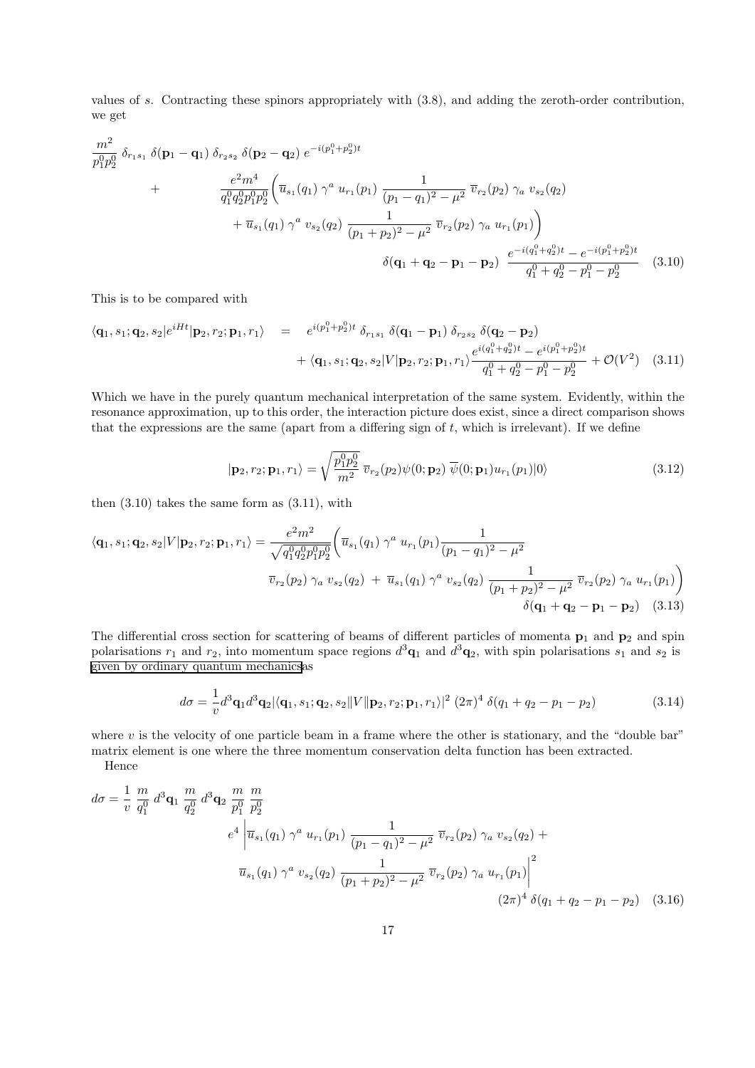values of $s$. Contracting these spinors appropriately with (3.8), and adding the zeroth-order contribution, we get

$$
\begin{aligned}
\frac{m^2}{p_1^0 p_2^0}\ \delta_{r_1 s_1}\ \delta(\mathbf{p}_1 - \mathbf{q}_1)\ \delta_{r_2 s_2}\ \delta(\mathbf{p}_2 - \mathbf{q}_2)\ e^{-i(p_1^0+p_2^0)t} \\
+ \qquad \frac{e^2 m^4}{q_1^0 q_2^0 p_1^0 p_2^0}\Big(\overline{u}_{s_1}(q_1)\ \gamma^a\ u_{r_1}(p_1)\ \frac{1}{(p_1-q_1)^2-\mu^2}\ \overline{v}_{r_2}(p_2)\ \gamma_a\ v_{s_2}(q_2) \\
+\ \overline{u}_{s_1}(q_1)\ \gamma^a\ v_{s_2}(q_2)\ \frac{1}{(p_1+p_2)^2-\mu^2}\ \overline{v}_{r_2}(p_2)\ \gamma_a\ u_{r_1}(p_1)\Big) \\
\delta(\mathbf{q}_1+\mathbf{q}_2-\mathbf{p}_1-\mathbf{p}_2)\ \frac{e^{-i(q_1^0+q_2^0)t} - e^{-i(p_1^0+p_2^0)t}}{q_1^0+q_2^0-p_1^0-p_2^0}
\end{aligned} \tag{3.10}
$$

This is to be compared with

$$
\begin{aligned}
\langle \mathbf{q}_1, s_1; \mathbf{q}_2, s_2 | e^{iHt} | \mathbf{p}_2, r_2; \mathbf{p}_1, r_1\rangle \quad = \quad e^{i(p_1^0+p_2^0)t}\ \delta_{r_1 s_1}\ \delta(\mathbf{q}_1-\mathbf{p}_1)\ \delta_{r_2 s_2}\ \delta(\mathbf{q}_2-\mathbf{p}_2) \\
+\ \langle \mathbf{q}_1, s_1; \mathbf{q}_2, s_2 | V | \mathbf{p}_2, r_2; \mathbf{p}_1, r_1\rangle \frac{e^{i(q_1^0+q_2^0)t} - e^{i(p_1^0+p_2^0)t}}{q_1^0+q_2^0-p_1^0-p_2^0} + \mathcal{O}(V^2)
\end{aligned} \tag{3.11}
$$

Which we have in the purely quantum mechanical interpretation of the same system. Evidently, within the resonance approximation, up to this order, the interaction picture does exist, since a direct comparison shows that the expressions are the same (apart from a differing sign of $t$, which is irrelevant). If we define

$$
|\mathbf{p}_2, r_2; \mathbf{p}_1, r_1\rangle = \sqrt{\frac{p_1^0 p_2^0}{m^2}}\ \overline{v}_{r_2}(p_2)\psi(0;\mathbf{p}_2)\ \overline{\psi}(0;\mathbf{p}_1)u_{r_1}(p_1)|0\rangle \tag{3.12}
$$

then (3.10) takes the same form as (3.11), with

$$
\begin{aligned}
\langle \mathbf{q}_1, s_1; \mathbf{q}_2, s_2 | V | \mathbf{p}_2, r_2; \mathbf{p}_1, r_1\rangle = \frac{e^2 m^2}{\sqrt{q_1^0 q_2^0 p_1^0 p_2^0}}\Big(\overline{u}_{s_1}(q_1)\ \gamma^a\ u_{r_1}(p_1)\frac{1}{(p_1-q_1)^2-\mu^2} \\
\overline{v}_{r_2}(p_2)\ \gamma_a\ v_{s_2}(q_2)\ +\ \overline{u}_{s_1}(q_1)\ \gamma^a\ v_{s_2}(q_2)\ \frac{1}{(p_1+p_2)^2-\mu^2}\ \overline{v}_{r_2}(p_2)\ \gamma_a\ u_{r_1}(p_1)\Big) \\
\delta(\mathbf{q}_1+\mathbf{q}_2-\mathbf{p}_1-\mathbf{p}_2)
\end{aligned} \tag{3.13}
$$

The differential cross section for scattering of beams of different particles of momenta $\mathbf{p}_1$ and $\mathbf{p}_2$ and spin polarisations $r_1$ and $r_2$, into momentum space regions $d^3\mathbf{q}_1$ and $d^3\mathbf{q}_2$, with spin polarisations $s_1$ and $s_2$ is given by ordinary quantum mechanics as

$$
d\sigma = \frac{1}{v} d^3\mathbf{q}_1 d^3\mathbf{q}_2 |\langle \mathbf{q}_1, s_1; \mathbf{q}_2, s_2 \| V \| \mathbf{p}_2, r_2; \mathbf{p}_1, r_1\rangle|^2\ (2\pi)^4\ \delta(q_1+q_2-p_1-p_2) \tag{3.14}
$$

where $v$ is the velocity of one particle beam in a frame where the other is stationary, and the "double bar" matrix element is one where the three momentum conservation delta function has been extracted.

Hence

$$
\begin{aligned}
d\sigma = \frac{1}{v}\ \frac{m}{q_1^0}\ d^3\mathbf{q}_1\ \frac{m}{q_2^0}\ d^3\mathbf{q}_2\ \frac{m}{p_1^0}\ \frac{m}{p_2^0} \\
e^4 \left| \overline{u}_{s_1}(q_1)\ \gamma^a\ u_{r_1}(p_1)\ \frac{1}{(p_1-q_1)^2-\mu^2}\ \overline{v}_{r_2}(p_2)\ \gamma_a\ v_{s_2}(q_2) + \right. \\
\left. \overline{u}_{s_1}(q_1)\ \gamma^a\ v_{s_2}(q_2)\ \frac{1}{(p_1+p_2)^2-\mu^2}\ \overline{v}_{r_2}(p_2)\ \gamma_a\ u_{r_1}(p_1) \right|^2 \\
(2\pi)^4\ \delta(q_1+q_2-p_1-p_2)
\end{aligned} \tag{3.16}
$$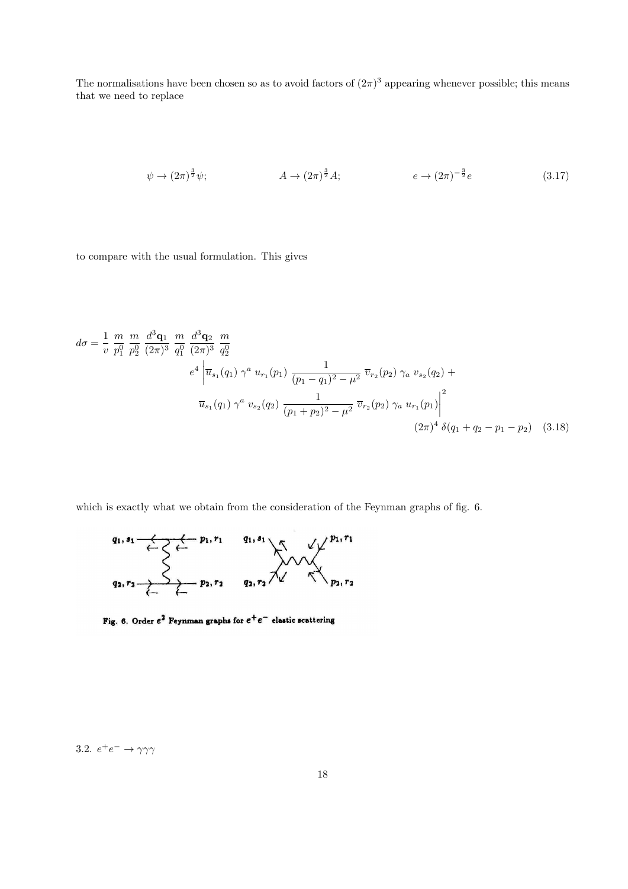The normalisations have been chosen so as to avoid factors of $(2\pi)^3$ appearing whenever possible; this means that we need to replace

$$\psi \to (2\pi)^{\frac{3}{2}} \psi; \qquad A \to (2\pi)^{\frac{3}{2}} A; \qquad e \to (2\pi)^{-\frac{3}{2}} e \tag{3.17}$$

to compare with the usual formulation. This gives

$$
\begin{aligned}
d\sigma = \frac{1}{v} \, \frac{m}{p_1^0} \, \frac{m}{p_2^0} \, \frac{d^3\mathbf{q}_1}{(2\pi)^3} \, \frac{m}{q_1^0} \, \frac{d^3\mathbf{q}_2}{(2\pi)^3} \, \frac{m}{q_2^0} \\
e^4 \Bigg| \overline{u}_{s_1}(q_1) \, \gamma^a \, u_{r_1}(p_1) \, \frac{1}{(p_1 - q_1)^2 - \mu^2} \, \overline{v}_{r_2}(p_2) \, \gamma_a \, v_{s_2}(q_2) \, + \\
\overline{u}_{s_1}(q_1) \, \gamma^a \, v_{s_2}(q_2) \, \frac{1}{(p_1 + p_2)^2 - \mu^2} \, \overline{v}_{r_2}(p_2) \, \gamma_a \, u_{r_1}(p_1) \Bigg|^2 \\
(2\pi)^4 \, \delta(q_1 + q_2 - p_1 - p_2)
\end{aligned}
\tag{3.18}
$$

which is exactly what we obtain from the consideration of the Feynman graphs of fig. 6.

Fig. 6. Order $e^2$ Feynman graphs for $e^+e^-$ elastic scattering

3.2. $e^+e^- \to \gamma\gamma\gamma$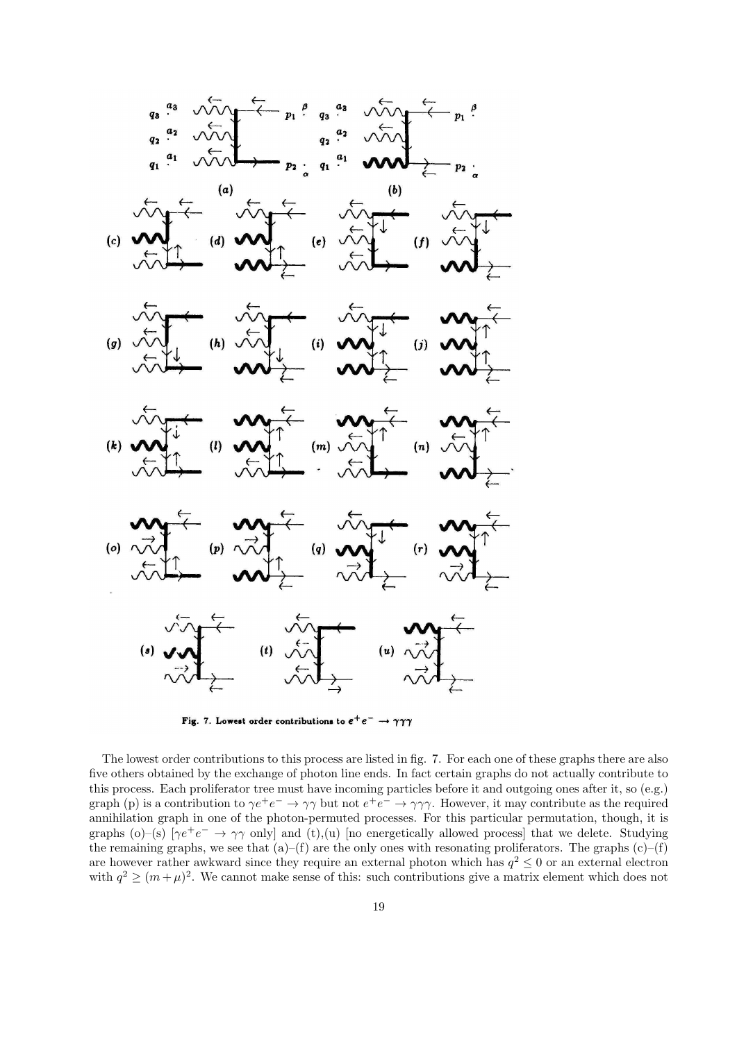Fig. 7. Lowest order contributions to $e^+e^- \to \gamma\gamma\gamma$

The lowest order contributions to this process are listed in fig. 7. For each one of these graphs there are also five others obtained by the exchange of photon line ends. In fact certain graphs do not actually contribute to this process. Each proliferator tree must have incoming particles before it and outgoing ones after it, so (e.g.) graph (p) is a contribution to $\gamma e^+e^- \to \gamma\gamma$ but not $e^+e^- \to \gamma\gamma\gamma$. However, it may contribute as the required annihilation graph in one of the photon-permuted processes. For this particular permutation, though, it is graphs (o)–(s) [$\gamma e^+e^- \to \gamma\gamma$ only] and (t),(u) [no energetically allowed process] that we delete. Studying the remaining graphs, we see that (a)–(f) are the only ones with resonating proliferators. The graphs (c)–(f) are however rather awkward since they require an external photon which has $q^2 \leq 0$ or an external electron with $q^2 \geq (m+\mu)^2$. We cannot make sense of this: such contributions give a matrix element which does not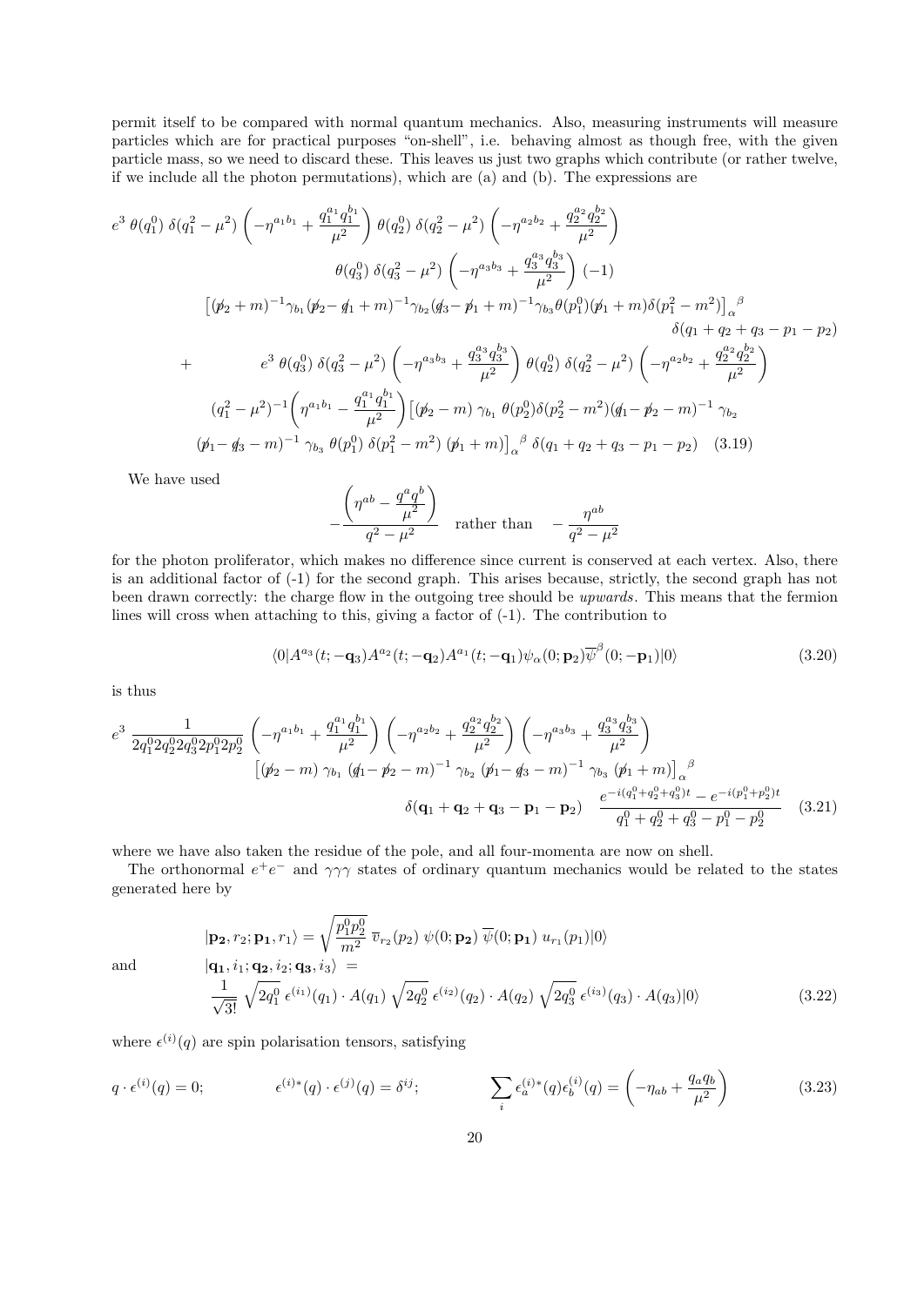permit itself to be compared with normal quantum mechanics. Also, measuring instruments will measure particles which are for practical purposes "on-shell", i.e. behaving almost as though free, with the given particle mass, so we need to discard these. This leaves us just two graphs which contribute (or rather twelve, if we include all the photon permutations), which are (a) and (b). The expressions are

$$
\begin{aligned}
& e^3\,\theta(q_1^0)\,\delta(q_1^2-\mu^2)\left(-\eta^{a_1b_1}+\frac{q_1^{a_1}q_1^{b_1}}{\mu^2}\right)\theta(q_2^0)\,\delta(q_2^2-\mu^2)\left(-\eta^{a_2b_2}+\frac{q_2^{a_2}q_2^{b_2}}{\mu^2}\right)\\
&\qquad\qquad \theta(q_3^0)\,\delta(q_3^2-\mu^2)\left(-\eta^{a_3b_3}+\frac{q_3^{a_3}q_3^{b_3}}{\mu^2}\right)(-1)\\
&\left[(\not p_2+m)^{-1}\gamma_{b_1}(\not p_2-\not q_1+m)^{-1}\gamma_{b_2}(\not q_3-\not p_1+m)^{-1}\gamma_{b_3}\theta(p_1^0)(\not p_1+m)\delta(p_1^2-m^2)\right]_\alpha{}^\beta\\
&\qquad\qquad\qquad\qquad\qquad\qquad\qquad\qquad \delta(q_1+q_2+q_3-p_1-p_2)\\
+\ & e^3\,\theta(q_3^0)\,\delta(q_3^2-\mu^2)\left(-\eta^{a_3b_3}+\frac{q_3^{a_3}q_3^{b_3}}{\mu^2}\right)\theta(q_2^0)\,\delta(q_2^2-\mu^2)\left(-\eta^{a_2b_2}+\frac{q_2^{a_2}q_2^{b_2}}{\mu^2}\right)\\
&(q_1^2-\mu^2)^{-1}\left(\eta^{a_1b_1}-\frac{q_1^{a_1}q_1^{b_1}}{\mu^2}\right)\left[(\not p_2-m)\,\gamma_{b_1}\,\theta(p_2^0)\delta(p_2^2-m^2)(\not q_1-\not p_2-m)^{-1}\,\gamma_{b_2}\right.\\
&\left.(\not p_1-\not q_3-m)^{-1}\,\gamma_{b_3}\,\theta(p_1^0)\,\delta(p_1^2-m^2)\,(\not p_1+m)\right]_\alpha{}^\beta\,\delta(q_1+q_2+q_3-p_1-p_2) \qquad (3.19)
\end{aligned}
$$

We have used

$$
-\frac{\left(\eta^{ab}-\dfrac{q^aq^b}{\mu^2}\right)}{q^2-\mu^2}\quad\text{rather than}\quad -\frac{\eta^{ab}}{q^2-\mu^2}
$$

for the photon proliferator, which makes no difference since current is conserved at each vertex. Also, there is an additional factor of (-1) for the second graph. This arises because, strictly, the second graph has not been drawn correctly: the charge flow in the outgoing tree should be *upwards*. This means that the fermion lines will cross when attaching to this, giving a factor of (-1). The contribution to

$$
\langle 0|A^{a_3}(t;-\mathbf{q}_3)A^{a_2}(t;-\mathbf{q}_2)A^{a_1}(t;-\mathbf{q}_1)\psi_\alpha(0;\mathbf{p}_2)\overline{\psi}^\beta(0;-\mathbf{p}_1)|0\rangle \tag{3.20}
$$

is thus

$$
\begin{aligned}
& e^3\,\frac{1}{2q_1^02q_2^02q_3^02p_1^02p_2^0}\left(-\eta^{a_1b_1}+\frac{q_1^{a_1}q_1^{b_1}}{\mu^2}\right)\left(-\eta^{a_2b_2}+\frac{q_2^{a_2}q_2^{b_2}}{\mu^2}\right)\left(-\eta^{a_3b_3}+\frac{q_3^{a_3}q_3^{b_3}}{\mu^2}\right)\\
&\qquad\left[(\not p_2-m)\,\gamma_{b_1}\,(\not q_1-\not p_2-m)^{-1}\,\gamma_{b_2}\,(\not p_1-\not q_3-m)^{-1}\,\gamma_{b_3}\,(\not p_1+m)\right]_\alpha{}^\beta\\
&\qquad\qquad\qquad\delta(\mathbf{q}_1+\mathbf{q}_2+\mathbf{q}_3-\mathbf{p}_1-\mathbf{p}_2)\quad\frac{e^{-i(q_1^0+q_2^0+q_3^0)t}-e^{-i(p_1^0+p_2^0)t}}{q_1^0+q_2^0+q_3^0-p_1^0-p_2^0} \qquad (3.21)
\end{aligned}
$$

where we have also taken the residue of the pole, and all four-momenta are now on shell.

The orthonormal $e^+e^-$ and $\gamma\gamma\gamma$ states of ordinary quantum mechanics would be related to the states generated here by

$$
\begin{aligned}
&|\mathbf{p_2},r_2;\mathbf{p_1},r_1\rangle=\sqrt{\frac{p_1^0p_2^0}{m^2}}\;\overline{v}_{r_2}(p_2)\;\psi(0;\mathbf{p_2})\;\overline{\psi}(0;\mathbf{p_1})\;u_{r_1}(p_1)|0\rangle\\
\text{and}\qquad &|\mathbf{q_1},i_1;\mathbf{q_2},i_2;\mathbf{q_3},i_3\rangle\;=\\
&\frac{1}{\sqrt{3!}}\sqrt{2q_1^0}\;\epsilon^{(i_1)}(q_1)\cdot A(q_1)\;\sqrt{2q_2^0}\;\epsilon^{(i_2)}(q_2)\cdot A(q_2)\;\sqrt{2q_3^0}\;\epsilon^{(i_3)}(q_3)\cdot A(q_3)|0\rangle \qquad (3.22)
\end{aligned}
$$

where $\epsilon^{(i)}(q)$ are spin polarisation tensors, satisfying

$$
q\cdot\epsilon^{(i)}(q)=0;\qquad\qquad \epsilon^{(i)*}(q)\cdot\epsilon^{(j)}(q)=\delta^{ij};\qquad\qquad \sum_i\epsilon_a^{(i)*}(q)\epsilon_b^{(i)}(q)=\left(-\eta_{ab}+\frac{q_aq_b}{\mu^2}\right) \tag{3.23}
$$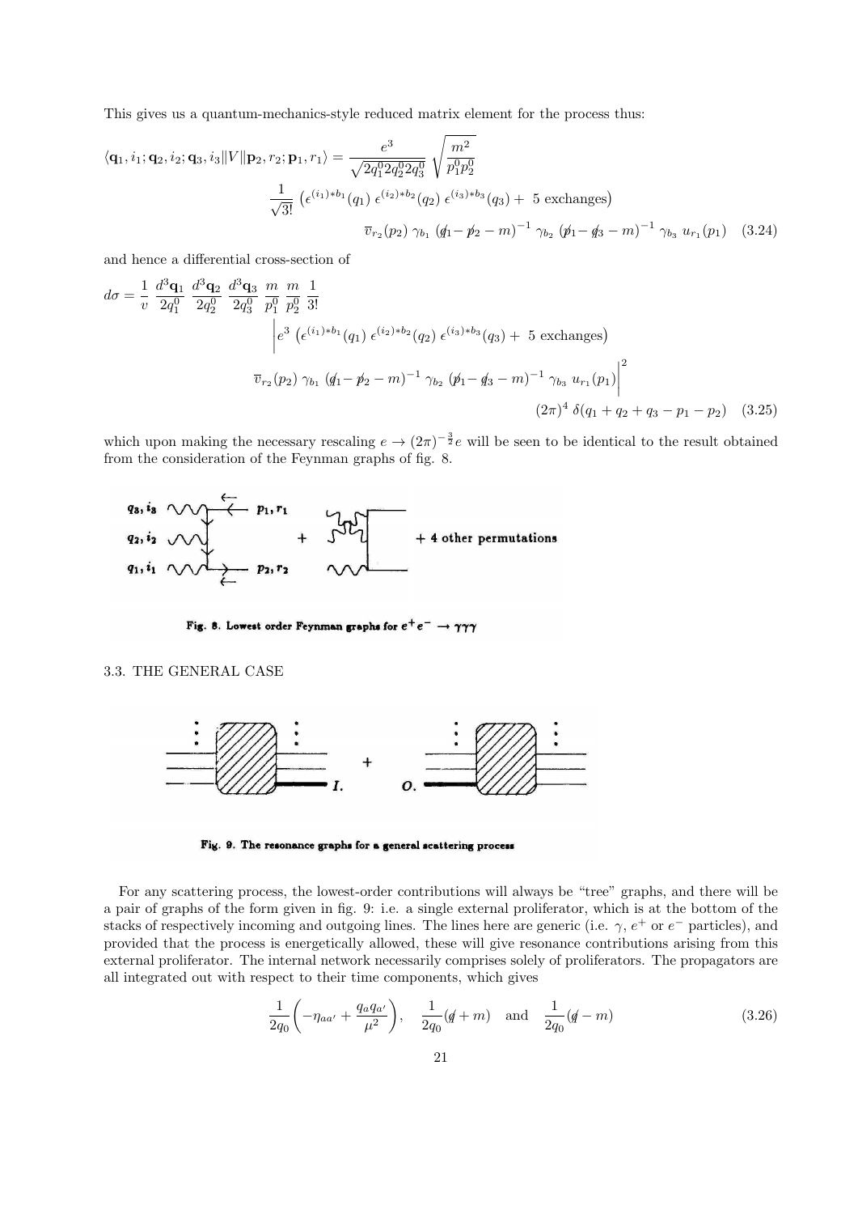This gives us a quantum-mechanics-style reduced matrix element for the process thus:

$$
\begin{aligned}
\langle \mathbf{q}_1, i_1; \mathbf{q}_2, i_2; \mathbf{q}_3, i_3 \| V \| \mathbf{p}_2, r_2; \mathbf{p}_1, r_1 \rangle = \frac{e^3}{\sqrt{2q_1^0 2q_2^0 2q_3^0}} \sqrt{\frac{m^2}{p_1^0 p_2^0}} \\
\frac{1}{\sqrt{3!}} \left( \epsilon^{(i_1)*b_1}(q_1)\, \epsilon^{(i_2)*b_2}(q_2)\, \epsilon^{(i_3)*b_3}(q_3) + \text{ 5 exchanges} \right) \\
\overline{v}_{r_2}(p_2)\, \gamma_{b_1}\, (\not{q}_1 - \not{p}_2 - m)^{-1}\, \gamma_{b_2}\, (\not{p}_1 - \not{q}_3 - m)^{-1}\, \gamma_{b_3}\, u_{r_1}(p_1) \quad (3.24)
\end{aligned}
$$

and hence a differential cross-section of

$$
\begin{aligned}
d\sigma = \frac{1}{v}\, \frac{d^3\mathbf{q}_1}{2q_1^0}\, \frac{d^3\mathbf{q}_2}{2q_2^0}\, \frac{d^3\mathbf{q}_3}{2q_3^0}\, \frac{m}{p_1^0}\, \frac{m}{p_2^0}\, \frac{1}{3!} \\
\Bigg| e^3 \left( \epsilon^{(i_1)*b_1}(q_1)\, \epsilon^{(i_2)*b_2}(q_2)\, \epsilon^{(i_3)*b_3}(q_3) + \text{ 5 exchanges} \right) \\
\overline{v}_{r_2}(p_2)\, \gamma_{b_1}\, (\not{q}_1 - \not{p}_2 - m)^{-1}\, \gamma_{b_2}\, (\not{p}_1 - \not{q}_3 - m)^{-1}\, \gamma_{b_3}\, u_{r_1}(p_1) \Bigg|^2 \\
(2\pi)^4\, \delta(q_1 + q_2 + q_3 - p_1 - p_2) \quad (3.25)
\end{aligned}
$$

which upon making the necessary rescaling $e \to (2\pi)^{-\frac{3}{2}} e$ will be seen to be identical to the result obtained from the consideration of the Feynman graphs of fig. 8.

Fig. 8. Lowest order Feynman graphs for $e^+e^- \to \gamma\gamma\gamma$

### 3.3. THE GENERAL CASE

Fig. 9. The resonance graphs for a general scattering process

For any scattering process, the lowest-order contributions will always be "tree" graphs, and there will be a pair of graphs of the form given in fig. 9: i.e. a single external proliferator, which is at the bottom of the stacks of respectively incoming and outgoing lines. The lines here are generic (i.e. $\gamma$, $e^+$ or $e^-$ particles), and provided that the process is energetically allowed, these will give resonance contributions arising from this external proliferator. The internal network necessarily comprises solely of proliferators. The propagators are all integrated out with respect to their time components, which gives

$$
\frac{1}{2q_0}\left(-\eta_{aa'} + \frac{q_a q_{a'}}{\mu^2}\right), \quad \frac{1}{2q_0}(\not{q} + m) \quad \text{and} \quad \frac{1}{2q_0}(\not{q} - m) \qquad (3.26)
$$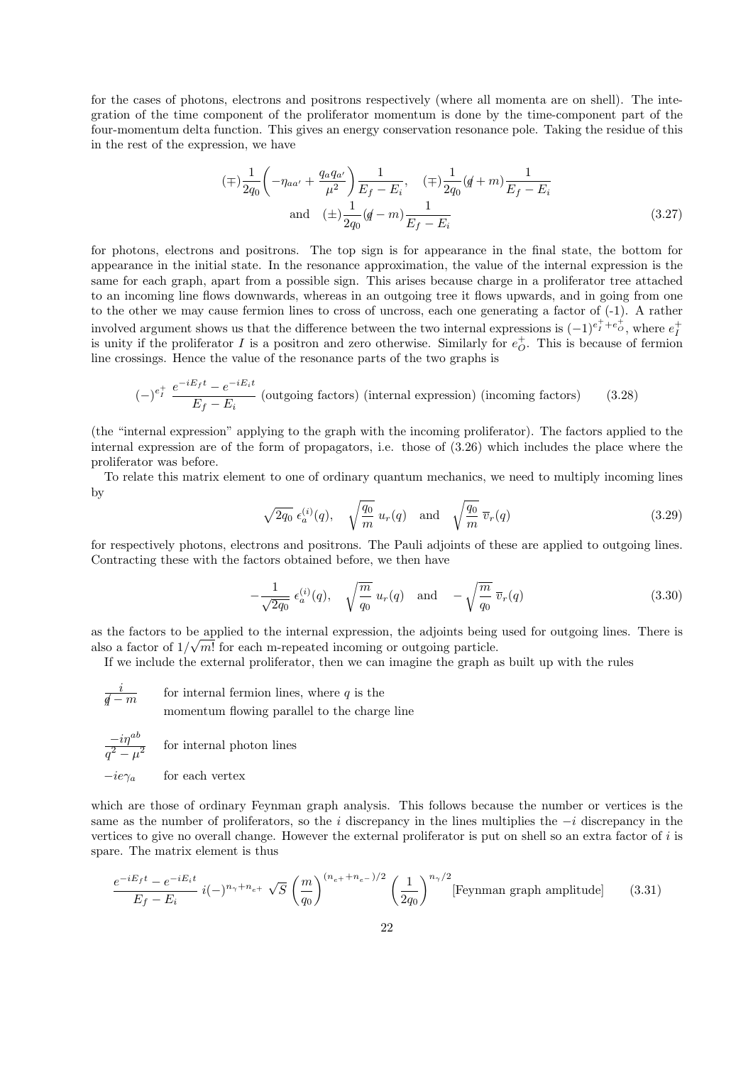for the cases of photons, electrons and positrons respectively (where all momenta are on shell). The integration of the time component of the proliferator momentum is done by the time-component part of the four-momentum delta function. This gives an energy conservation resonance pole. Taking the residue of this in the rest of the expression, we have

$$(\mp)\frac{1}{2q_0}\left(-\eta_{aa'} + \frac{q_a q_{a'}}{\mu^2}\right)\frac{1}{E_f - E_i}, \quad (\mp)\frac{1}{2q_0}(\not{q} + m)\frac{1}{E_f - E_i}$$
$$\text{and} \quad (\pm)\frac{1}{2q_0}(\not{q} - m)\frac{1}{E_f - E_i} \tag{3.27}$$

for photons, electrons and positrons. The top sign is for appearance in the final state, the bottom for appearance in the initial state. In the resonance approximation, the value of the internal expression is the same for each graph, apart from a possible sign. This arises because charge in a proliferator tree attached to an incoming line flows downwards, whereas in an outgoing tree it flows upwards, and in going from one to the other we may cause fermion lines to cross of uncross, each one generating a factor of (-1). A rather involved argument shows us that the difference between the two internal expressions is $(-1)^{e_I^+ + e_O^+}$, where $e_I^+$ is unity if the proliferator $I$ is a positron and zero otherwise. Similarly for $e_O^+$. This is because of fermion line crossings. Hence the value of the resonance parts of the two graphs is

$$(-)^{e_I^+}\ \frac{e^{-iE_f t} - e^{-iE_i t}}{E_f - E_i}\ \text{(outgoing factors) (internal expression) (incoming factors)} \tag{3.28}$$

(the "internal expression" applying to the graph with the incoming proliferator). The factors applied to the internal expression are of the form of propagators, i.e. those of (3.26) which includes the place where the proliferator was before.

To relate this matrix element to one of ordinary quantum mechanics, we need to multiply incoming lines by

$$\sqrt{2q_0}\ \epsilon_a^{(i)}(q), \quad \sqrt{\frac{q_0}{m}}\ u_r(q) \quad \text{and} \quad \sqrt{\frac{q_0}{m}}\ \overline{v}_r(q) \tag{3.29}$$

for respectively photons, electrons and positrons. The Pauli adjoints of these are applied to outgoing lines. Contracting these with the factors obtained before, we then have

$$-\frac{1}{\sqrt{2q_0}}\ \epsilon_a^{(i)}(q), \quad \sqrt{\frac{m}{q_0}}\ u_r(q) \quad \text{and} \quad -\sqrt{\frac{m}{q_0}}\ \overline{v}_r(q) \tag{3.30}$$

as the factors to be applied to the internal expression, the adjoints being used for outgoing lines. There is also a factor of $1/\sqrt{m!}$ for each m-repeated incoming or outgoing particle.

If we include the external proliferator, then we can imagine the graph as built up with the rules

$\dfrac{i}{\not{q} - m}$ for internal fermion lines, where $q$ is the momentum flowing parallel to the charge line

$\dfrac{-i\eta^{ab}}{q^2 - \mu^2}$ for internal photon lines

$-ie\gamma_a$ for each vertex

which are those of ordinary Feynman graph analysis. This follows because the number or vertices is the same as the number of proliferators, so the $i$ discrepancy in the lines multiplies the $-i$ discrepancy in the vertices to give no overall change. However the external proliferator is put on shell so an extra factor of $i$ is spare. The matrix element is thus

$$\frac{e^{-iE_f t} - e^{-iE_i t}}{E_f - E_i}\ i(-)^{n_\gamma + n_{e^+}}\ \sqrt{S}\ \left(\frac{m}{q_0}\right)^{(n_{e^+} + n_{e^-})/2}\left(\frac{1}{2q_0}\right)^{n_\gamma/2}\text{[Feynman graph amplitude]} \tag{3.31}$$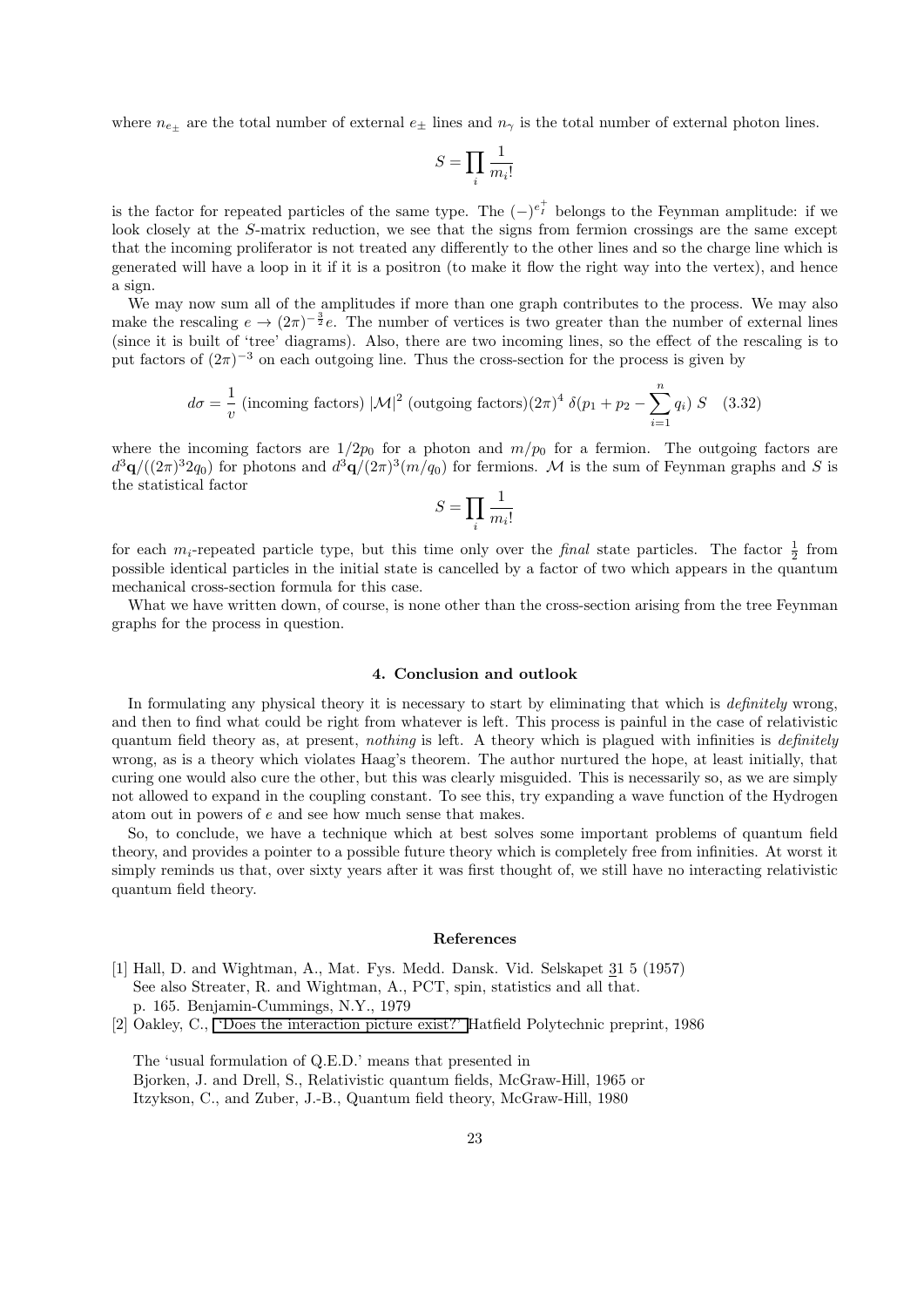where $n_{e_\pm}$ are the total number of external $e_\pm$ lines and $n_\gamma$ is the total number of external photon lines.

$$S = \prod_i \frac{1}{m_i!}$$

is the factor for repeated particles of the same type. The $(-)^{e_I^+}$ belongs to the Feynman amplitude: if we look closely at the $S$-matrix reduction, we see that the signs from fermion crossings are the same except that the incoming proliferator is not treated any differently to the other lines and so the charge line which is generated will have a loop in it if it is a positron (to make it flow the right way into the vertex), and hence a sign.

We may now sum all of the amplitudes if more than one graph contributes to the process. We may also make the rescaling $e \to (2\pi)^{-\frac{3}{2}}e$. The number of vertices is two greater than the number of external lines (since it is built of 'tree' diagrams). Also, there are two incoming lines, so the effect of the rescaling is to put factors of $(2\pi)^{-3}$ on each outgoing line. Thus the cross-section for the process is given by

$$d\sigma = \frac{1}{v} \text{ (incoming factors) } |\mathcal{M}|^2 \text{ (outgoing factors)} (2\pi)^4 \, \delta(p_1 + p_2 - \sum_{i=1}^{n} q_i) \, S \quad (3.32)$$

where the incoming factors are $1/2p_0$ for a photon and $m/p_0$ for a fermion. The outgoing factors are $d^3\mathbf{q}/((2\pi)^3 2q_0)$ for photons and $d^3\mathbf{q}/(2\pi)^3(m/q_0)$ for fermions. $\mathcal{M}$ is the sum of Feynman graphs and $S$ is the statistical factor

$$S = \prod_i \frac{1}{m_i!}$$

for each $m_i$-repeated particle type, but this time only over the *final* state particles. The factor $\frac{1}{2}$ from possible identical particles in the initial state is cancelled by a factor of two which appears in the quantum mechanical cross-section formula for this case.

What we have written down, of course, is none other than the cross-section arising from the tree Feynman graphs for the process in question.

## 4. Conclusion and outlook

In formulating any physical theory it is necessary to start by eliminating that which is *definitely* wrong, and then to find what could be right from whatever is left. This process is painful in the case of relativistic quantum field theory as, at present, *nothing* is left. A theory which is plagued with infinities is *definitely* wrong, as is a theory which violates Haag's theorem. The author nurtured the hope, at least initially, that curing one would also cure the other, but this was clearly misguided. This is necessarily so, as we are simply not allowed to expand in the coupling constant. To see this, try expanding a wave function of the Hydrogen atom out in powers of $e$ and see how much sense that makes.

So, to conclude, we have a technique which at best solves some important problems of quantum field theory, and provides a pointer to a possible future theory which is completely free from infinities. At worst it simply reminds us that, over sixty years after it was first thought of, we still have no interacting relativistic quantum field theory.

## References

[1] Hall, D. and Wightman, A., Mat. Fys. Medd. Dansk. Vid. Selskapet 31 5 (1957)
See also Streater, R. and Wightman, A., PCT, spin, statistics and all that. p. 165. Benjamin-Cummings, N.Y., 1979

[2] Oakley, C., 'Does the interaction picture exist?' Hatfield Polytechnic preprint, 1986

The 'usual formulation of Q.E.D.' means that presented in
Bjorken, J. and Drell, S., Relativistic quantum fields, McGraw-Hill, 1965 or
Itzykson, C., and Zuber, J.-B., Quantum field theory, McGraw-Hill, 1980